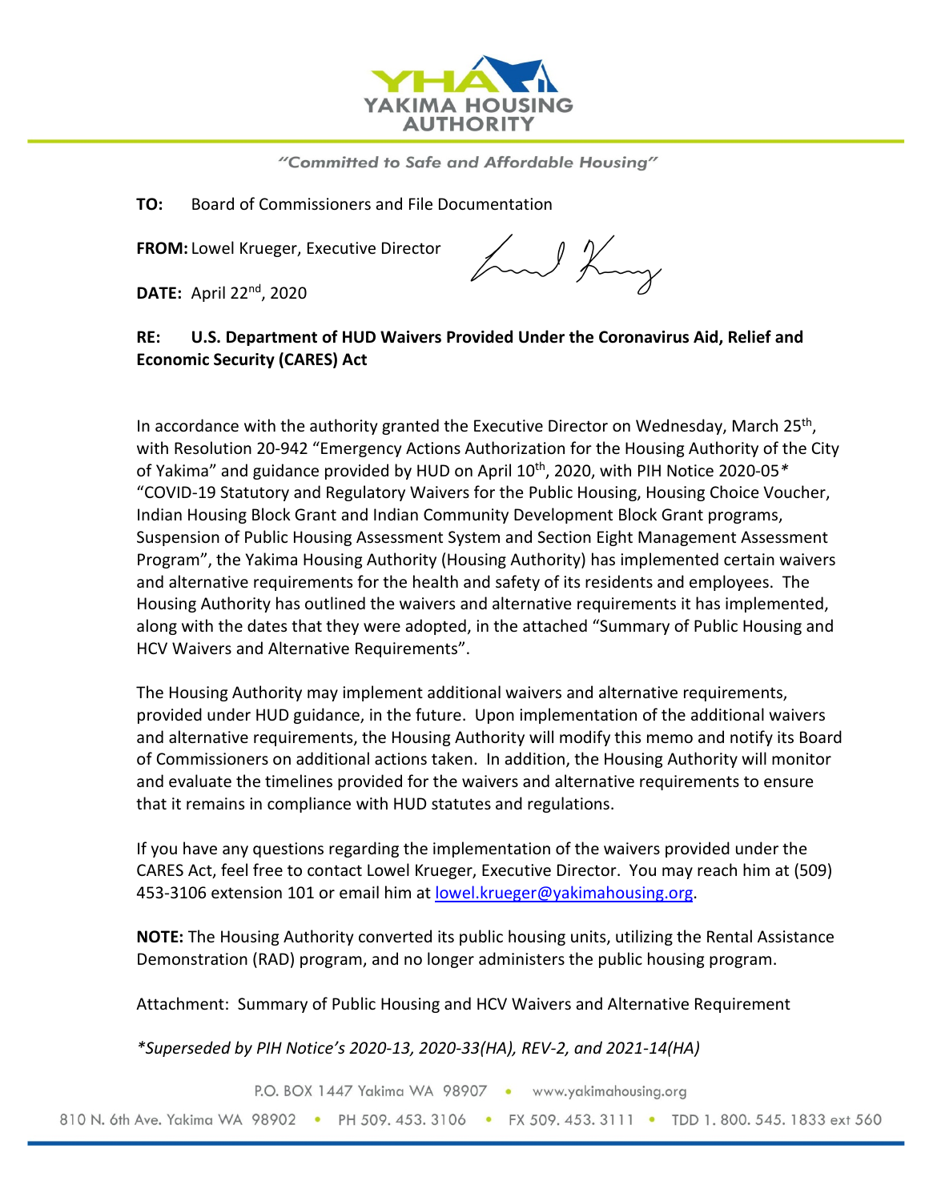YAKIMA HOUSING AUTHORITY

*"Committed to Safe and Affordable Housing"*

**TO:** Board of Commissioners and File Documentation

**FROM:** Lowel Krueger, Executive Director

**DATE:** April 22nd, 2020

**RE: U.S. Department of HUD Waivers Provided Under the Coronavirus Aid, Relief and Economic Security (CARES) Act**

In accordance with the authority granted the Executive Director on Wednesday, March 25th, with Resolution 20-942 "Emergency Actions Authorization for the Housing Authority of the City of Yakima" and guidance provided by HUD on April 10th, 2020, with PIH Notice 2020-05* "COVID-19 Statutory and Regulatory Waivers for the Public Housing, Housing Choice Voucher, Indian Housing Block Grant and Indian Community Development Block Grant programs, Suspension of Public Housing Assessment System and Section Eight Management Assessment Program", the Yakima Housing Authority (Housing Authority) has implemented certain waivers and alternative requirements for the health and safety of its residents and employees. The Housing Authority has outlined the waivers and alternative requirements it has implemented, along with the dates that they were adopted, in the attached "Summary of Public Housing and HCV Waivers and Alternative Requirements".

The Housing Authority may implement additional waivers and alternative requirements, provided under HUD guidance, in the future. Upon implementation of the additional waivers and alternative requirements, the Housing Authority will modify this memo and notify its Board of Commissioners on additional actions taken. In addition, the Housing Authority will monitor and evaluate the timelines provided for the waivers and alternative requirements to ensure that it remains in compliance with HUD statutes and regulations.

If you have any questions regarding the implementation of the waivers provided under the CARES Act, feel free to contact Lowel Krueger, Executive Director. You may reach him at (509) 453-3106 extension 101 or email him at lowel.krueger@yakimahousing.org.

**NOTE:** The Housing Authority converted its public housing units, utilizing the Rental Assistance Demonstration (RAD) program, and no longer administers the public housing program.

Attachment: Summary of Public Housing and HCV Waivers and Alternative Requirement

*\*Superseded by PIH Notice's 2020-13, 2020-33(HA), REV-2, and 2021-14(HA)*

P.O. BOX 1447 Yakima WA 98907 • www.yakimahousing.org

810 N. 6th Ave. Yakima WA 98902 • PH 509. 453. 3106 • FX 509. 453. 3111 • TDD 1. 800. 545. 1833 ext 560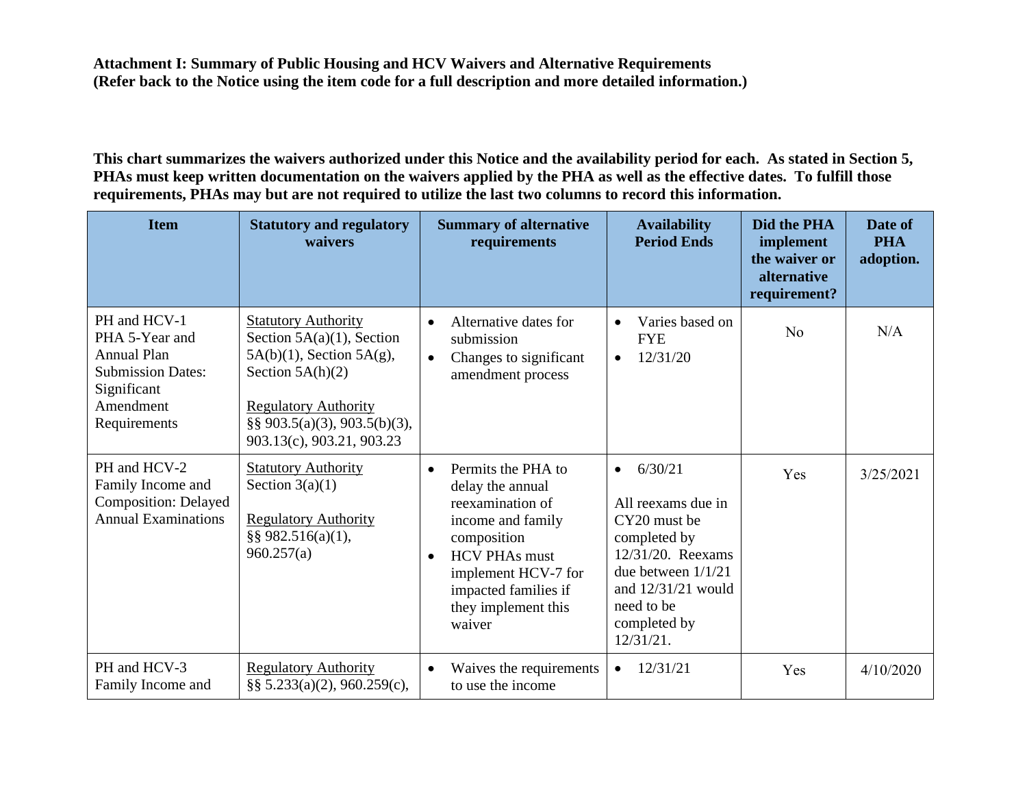**Attachment I: Summary of Public Housing and HCV Waivers and Alternative Requirements**
**(Refer back to the Notice using the item code for a full description and more detailed information.)**

**This chart summarizes the waivers authorized under this Notice and the availability period for each. As stated in Section 5, PHAs must keep written documentation on the waivers applied by the PHA as well as the effective dates. To fulfill those requirements, PHAs may but are not required to utilize the last two columns to record this information.**

| Item | Statutory and regulatory waivers | Summary of alternative requirements | Availability Period Ends | Did the PHA implement the waiver or alternative requirement? | Date of PHA adoption. |
|---|---|---|---|---|---|
| PH and HCV-1 PHA 5-Year and Annual Plan Submission Dates: Significant Amendment Requirements | Statutory Authority<br>Section 5A(a)(1), Section 5A(b)(1), Section 5A(g), Section 5A(h)(2)<br><br>Regulatory Authority<br>§§ 903.5(a)(3), 903.5(b)(3), 903.13(c), 903.21, 903.23 | • Alternative dates for submission<br>• Changes to significant amendment process | • Varies based on FYE<br>• 12/31/20 | No | N/A |
| PH and HCV-2 Family Income and Composition: Delayed Annual Examinations | Statutory Authority<br>Section 3(a)(1)<br><br>Regulatory Authority<br>§§ 982.516(a)(1), 960.257(a) | • Permits the PHA to delay the annual reexamination of income and family composition<br>• HCV PHAs must implement HCV-7 for impacted families if they implement this waiver | • 6/30/21<br><br>All reexams due in CY20 must be completed by 12/31/20. Reexams due between 1/1/21 and 12/31/21 would need to be completed by 12/31/21. | Yes | 3/25/2021 |
| PH and HCV-3 Family Income and | Regulatory Authority<br>§§ 5.233(a)(2), 960.259(c), | • Waives the requirements to use the income | • 12/31/21 | Yes | 4/10/2020 |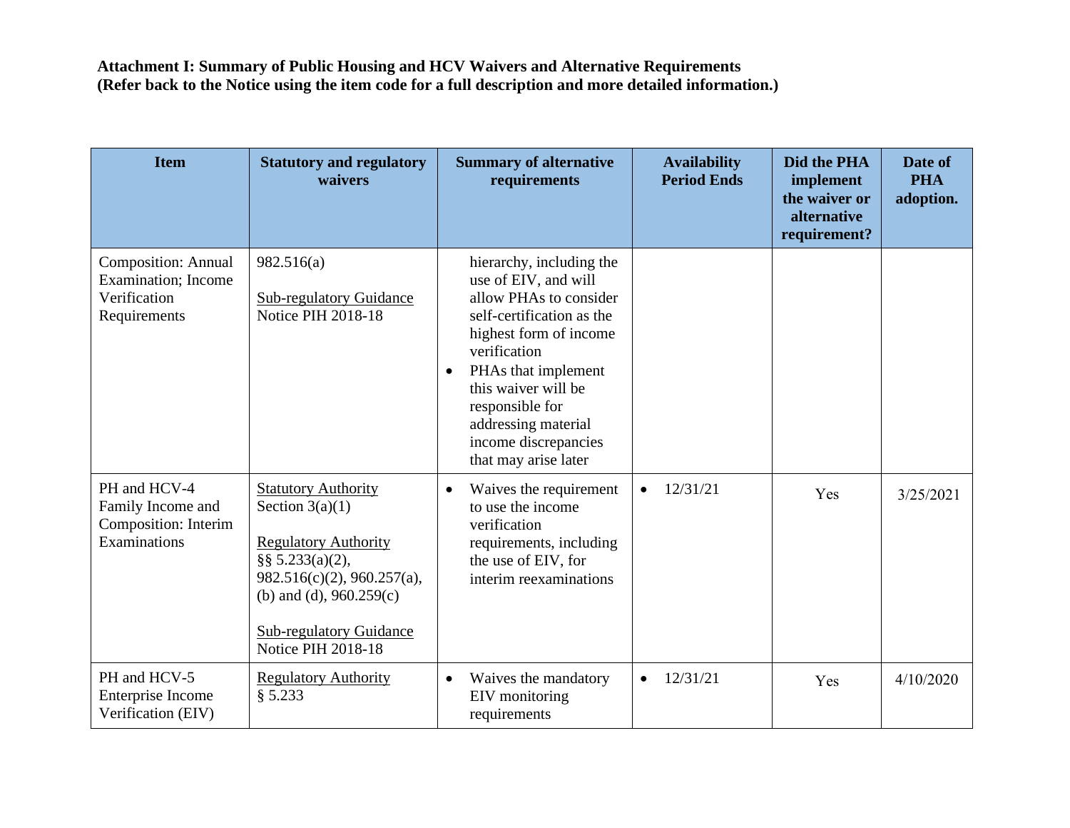**Attachment I: Summary of Public Housing and HCV Waivers and Alternative Requirements**
**(Refer back to the Notice using the item code for a full description and more detailed information.)**

| Item | Statutory and regulatory waivers | Summary of alternative requirements | Availability Period Ends | Did the PHA implement the waiver or alternative requirement? | Date of PHA adoption. |
|---|---|---|---|---|---|
| Composition: Annual Examination; Income Verification Requirements | 982.516(a)<br><br>Sub-regulatory Guidance Notice PIH 2018-18 | hierarchy, including the use of EIV, and will allow PHAs to consider self-certification as the highest form of income verification<br>• PHAs that implement this waiver will be responsible for addressing material income discrepancies that may arise later | | | |
| PH and HCV-4 Family Income and Composition: Interim Examinations | Statutory Authority Section 3(a)(1)<br><br>Regulatory Authority §§ 5.233(a)(2), 982.516(c)(2), 960.257(a), (b) and (d), 960.259(c)<br><br>Sub-regulatory Guidance Notice PIH 2018-18 | • Waives the requirement to use the income verification requirements, including the use of EIV, for interim reexaminations | • 12/31/21 | Yes | 3/25/2021 |
| PH and HCV-5 Enterprise Income Verification (EIV) | Regulatory Authority § 5.233 | • Waives the mandatory EIV monitoring requirements | • 12/31/21 | Yes | 4/10/2020 |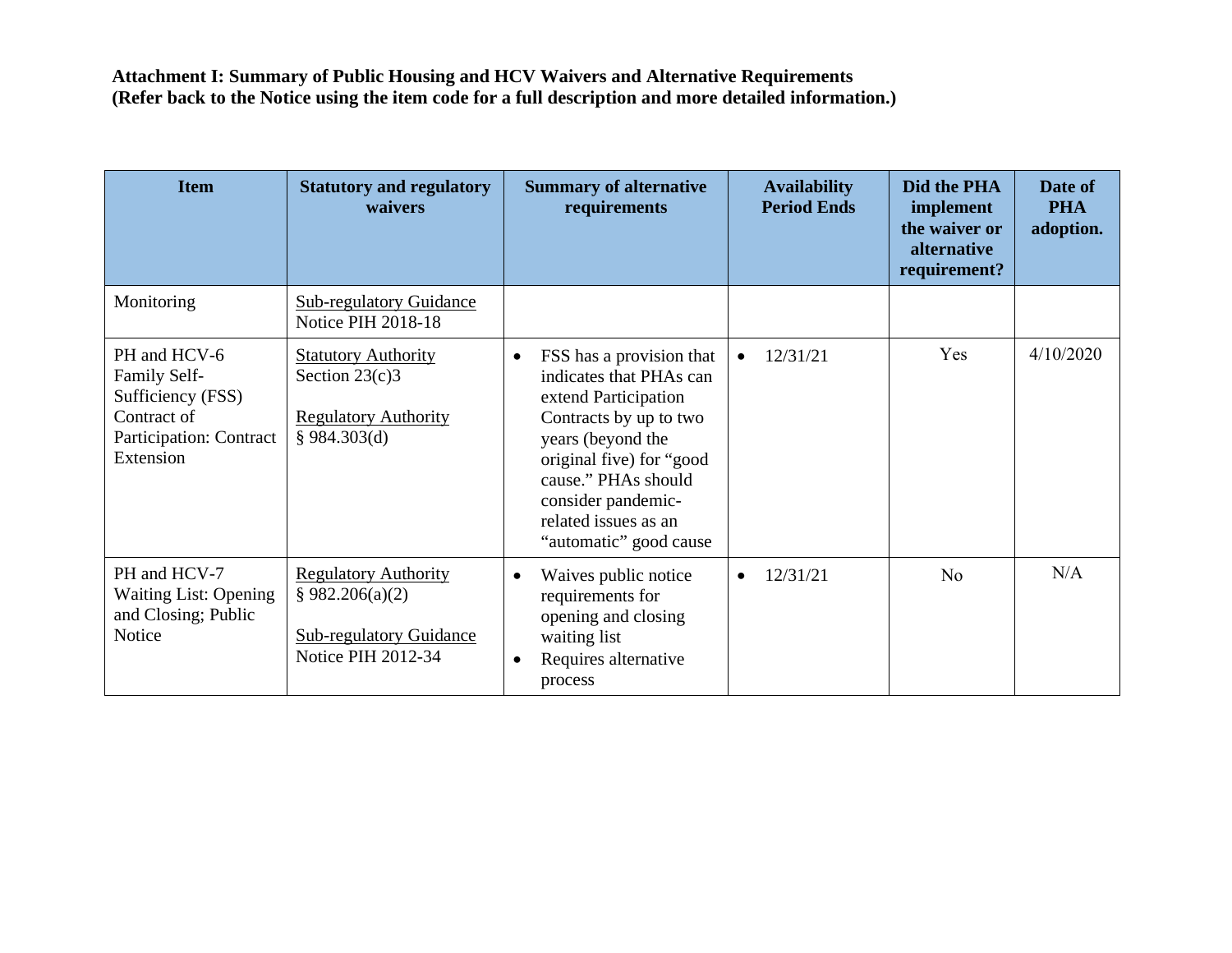**Attachment I: Summary of Public Housing and HCV Waivers and Alternative Requirements (Refer back to the Notice using the item code for a full description and more detailed information.)**

| Item | Statutory and regulatory waivers | Summary of alternative requirements | Availability Period Ends | Did the PHA implement the waiver or alternative requirement? | Date of PHA adoption. |
|---|---|---|---|---|---|
| Monitoring | Sub-regulatory Guidance<br>Notice PIH 2018-18 | | | | |
| PH and HCV-6<br>Family Self-Sufficiency (FSS) Contract of Participation: Contract Extension | Statutory Authority<br>Section 23(c)3<br><br>Regulatory Authority<br>§ 984.303(d) | • FSS has a provision that indicates that PHAs can extend Participation Contracts by up to two years (beyond the original five) for "good cause." PHAs should consider pandemic-related issues as an "automatic" good cause | • 12/31/21 | Yes | 4/10/2020 |
| PH and HCV-7<br>Waiting List: Opening and Closing; Public Notice | Regulatory Authority<br>§ 982.206(a)(2)<br><br>Sub-regulatory Guidance<br>Notice PIH 2012-34 | • Waives public notice requirements for opening and closing waiting list<br>• Requires alternative process | • 12/31/21 | No | N/A |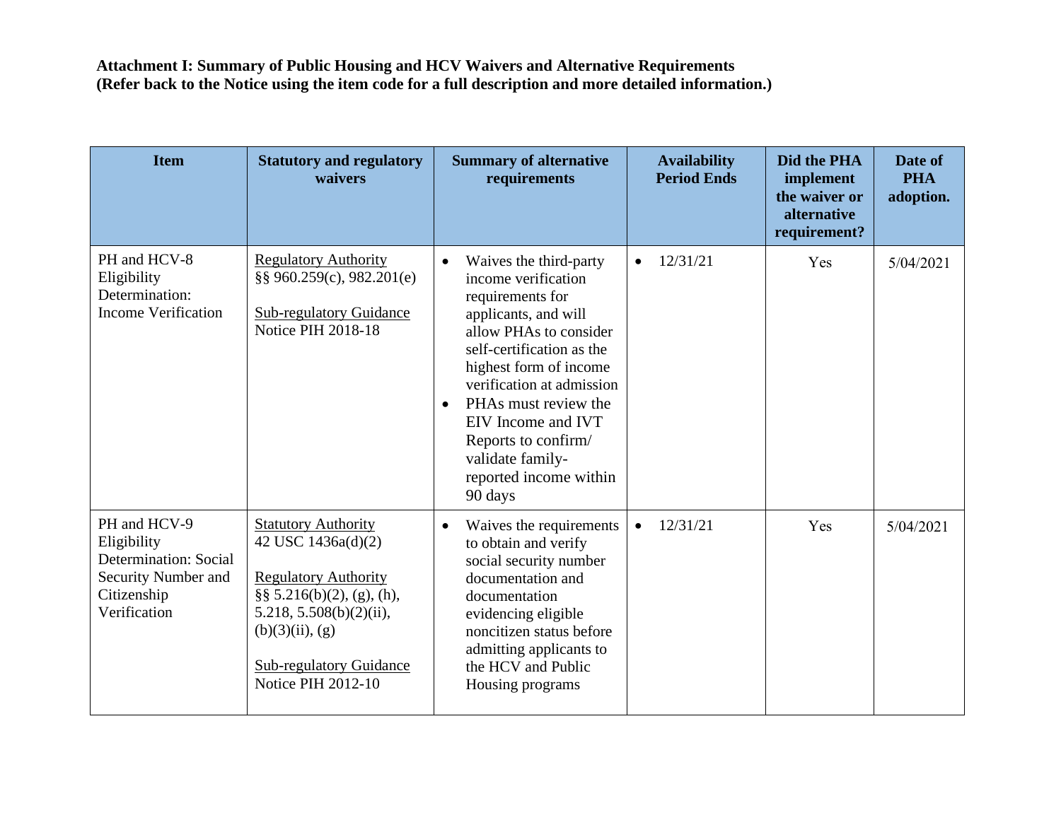**Attachment I: Summary of Public Housing and HCV Waivers and Alternative Requirements**
**(Refer back to the Notice using the item code for a full description and more detailed information.)**

| Item | Statutory and regulatory waivers | Summary of alternative requirements | Availability Period Ends | Did the PHA implement the waiver or alternative requirement? | Date of PHA adoption. |
|---|---|---|---|---|---|
| PH and HCV-8 Eligibility Determination: Income Verification | Regulatory Authority<br>§§ 960.259(c), 982.201(e)<br><br>Sub-regulatory Guidance<br>Notice PIH 2018-18 | • Waives the third-party income verification requirements for applicants, and will allow PHAs to consider self-certification as the highest form of income verification at admission<br>• PHAs must review the EIV Income and IVT Reports to confirm/ validate family-reported income within 90 days | • 12/31/21 | Yes | 5/04/2021 |
| PH and HCV-9 Eligibility Determination: Social Security Number and Citizenship Verification | Statutory Authority<br>42 USC 1436a(d)(2)<br><br>Regulatory Authority<br>§§ 5.216(b)(2), (g), (h), 5.218, 5.508(b)(2)(ii), (b)(3)(ii), (g)<br><br>Sub-regulatory Guidance<br>Notice PIH 2012-10 | • Waives the requirements to obtain and verify social security number documentation and documentation evidencing eligible noncitizen status before admitting applicants to the HCV and Public Housing programs | • 12/31/21 | Yes | 5/04/2021 |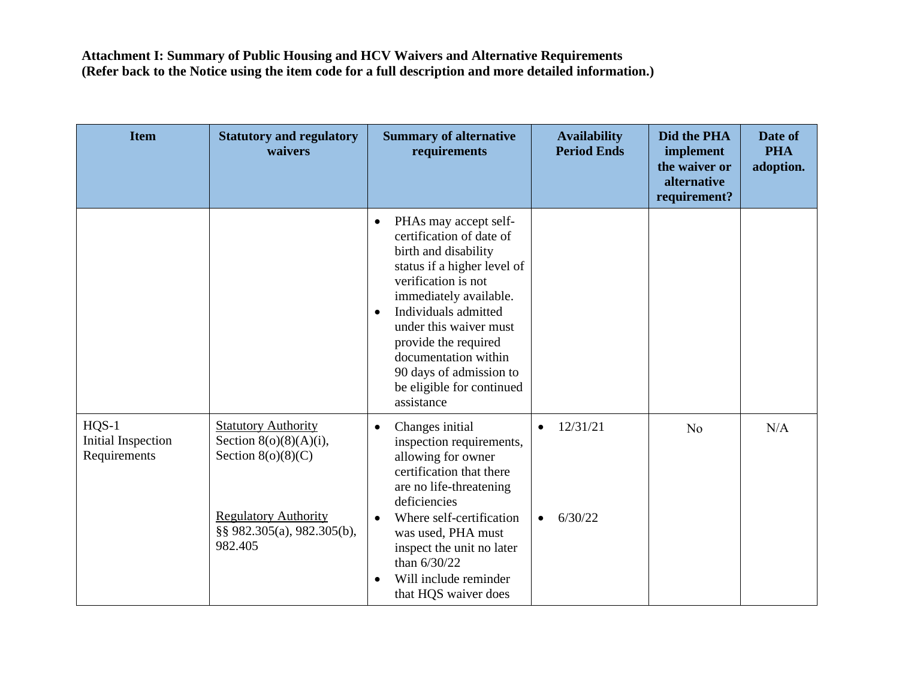**Attachment I: Summary of Public Housing and HCV Waivers and Alternative Requirements**
**(Refer back to the Notice using the item code for a full description and more detailed information.)**

| Item | Statutory and regulatory waivers | Summary of alternative requirements | Availability Period Ends | Did the PHA implement the waiver or alternative requirement? | Date of PHA adoption. |
|---|---|---|---|---|---|
| | | • PHAs may accept self-certification of date of birth and disability status if a higher level of verification is not immediately available.<br>• Individuals admitted under this waiver must provide the required documentation within 90 days of admission to be eligible for continued assistance | | | |
| HQS-1<br>Initial Inspection Requirements | <u>Statutory Authority</u><br>Section 8(o)(8)(A)(i), Section 8(o)(8)(C)<br><br><u>Regulatory Authority</u><br>§§ 982.305(a), 982.305(b), 982.405 | • Changes initial inspection requirements, allowing for owner certification that there are no life-threatening deficiencies<br>• Where self-certification was used, PHA must inspect the unit no later than 6/30/22<br>• Will include reminder that HQS waiver does | • 12/31/21<br><br>• 6/30/22 | No | N/A |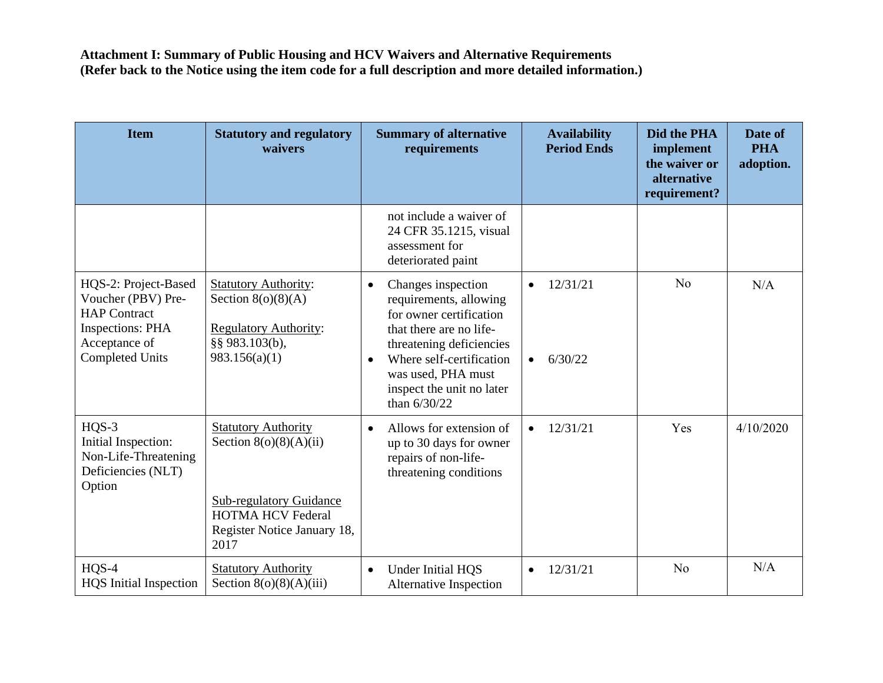**Attachment I: Summary of Public Housing and HCV Waivers and Alternative Requirements (Refer back to the Notice using the item code for a full description and more detailed information.)**

| Item | Statutory and regulatory waivers | Summary of alternative requirements | Availability Period Ends | Did the PHA implement the waiver or alternative requirement? | Date of PHA adoption. |
|---|---|---|---|---|---|
| | | not include a waiver of 24 CFR 35.1215, visual assessment for deteriorated paint | | | |
| HQS-2: Project-Based Voucher (PBV) Pre-HAP Contract Inspections: PHA Acceptance of Completed Units | Statutory Authority: Section 8(o)(8)(A)<br><br>Regulatory Authority: §§ 983.103(b), 983.156(a)(1) | • Changes inspection requirements, allowing for owner certification that there are no life-threatening deficiencies<br>• Where self-certification was used, PHA must inspect the unit no later than 6/30/22 | • 12/31/21<br><br>• 6/30/22 | No | N/A |
| HQS-3 Initial Inspection: Non-Life-Threatening Deficiencies (NLT) Option | Statutory Authority Section 8(o)(8)(A)(ii)<br><br>Sub-regulatory Guidance HOTMA HCV Federal Register Notice January 18, 2017 | • Allows for extension of up to 30 days for owner repairs of non-life-threatening conditions | • 12/31/21 | Yes | 4/10/2020 |
| HQS-4 HQS Initial Inspection | Statutory Authority Section 8(o)(8)(A)(iii) | • Under Initial HQS Alternative Inspection | • 12/31/21 | No | N/A |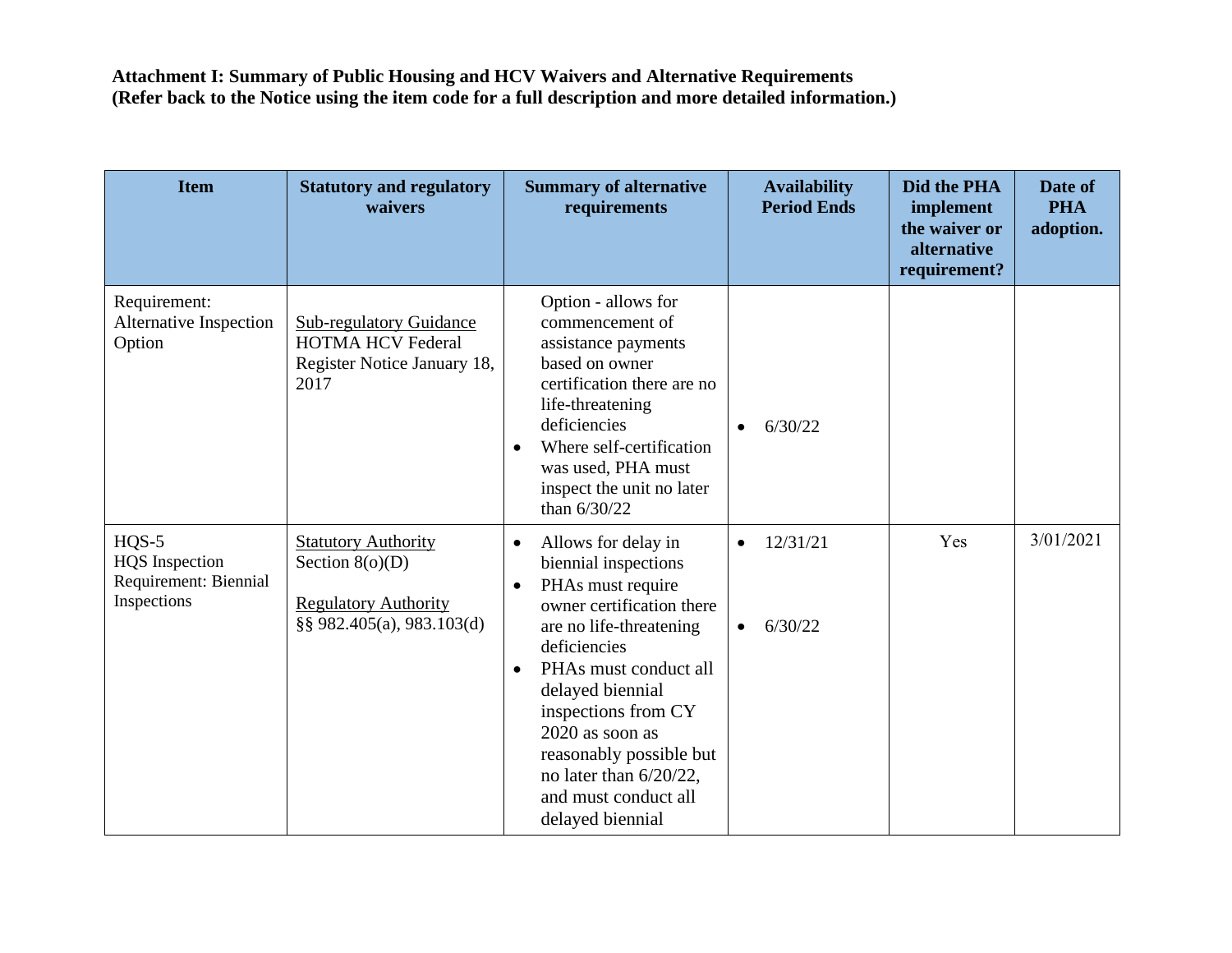**Attachment I: Summary of Public Housing and HCV Waivers and Alternative Requirements (Refer back to the Notice using the item code for a full description and more detailed information.)**

| Item | Statutory and regulatory waivers | Summary of alternative requirements | Availability Period Ends | Did the PHA implement the waiver or alternative requirement? | Date of PHA adoption. |
|---|---|---|---|---|---|
| Requirement: Alternative Inspection Option | Sub-regulatory Guidance HOTMA HCV Federal Register Notice January 18, 2017 | Option - allows for commencement of assistance payments based on owner certification there are no life-threatening deficiencies<br>• Where self-certification was used, PHA must inspect the unit no later than 6/30/22 | • 6/30/22 | | |
| HQS-5 HQS Inspection Requirement: Biennial Inspections | Statutory Authority Section 8(o)(D)<br><br>Regulatory Authority §§ 982.405(a), 983.103(d) | • Allows for delay in biennial inspections<br>• PHAs must require owner certification there are no life-threatening deficiencies<br>• PHAs must conduct all delayed biennial inspections from CY 2020 as soon as reasonably possible but no later than 6/20/22, and must conduct all delayed biennial | • 12/31/21<br><br>• 6/30/22 | Yes | 3/01/2021 |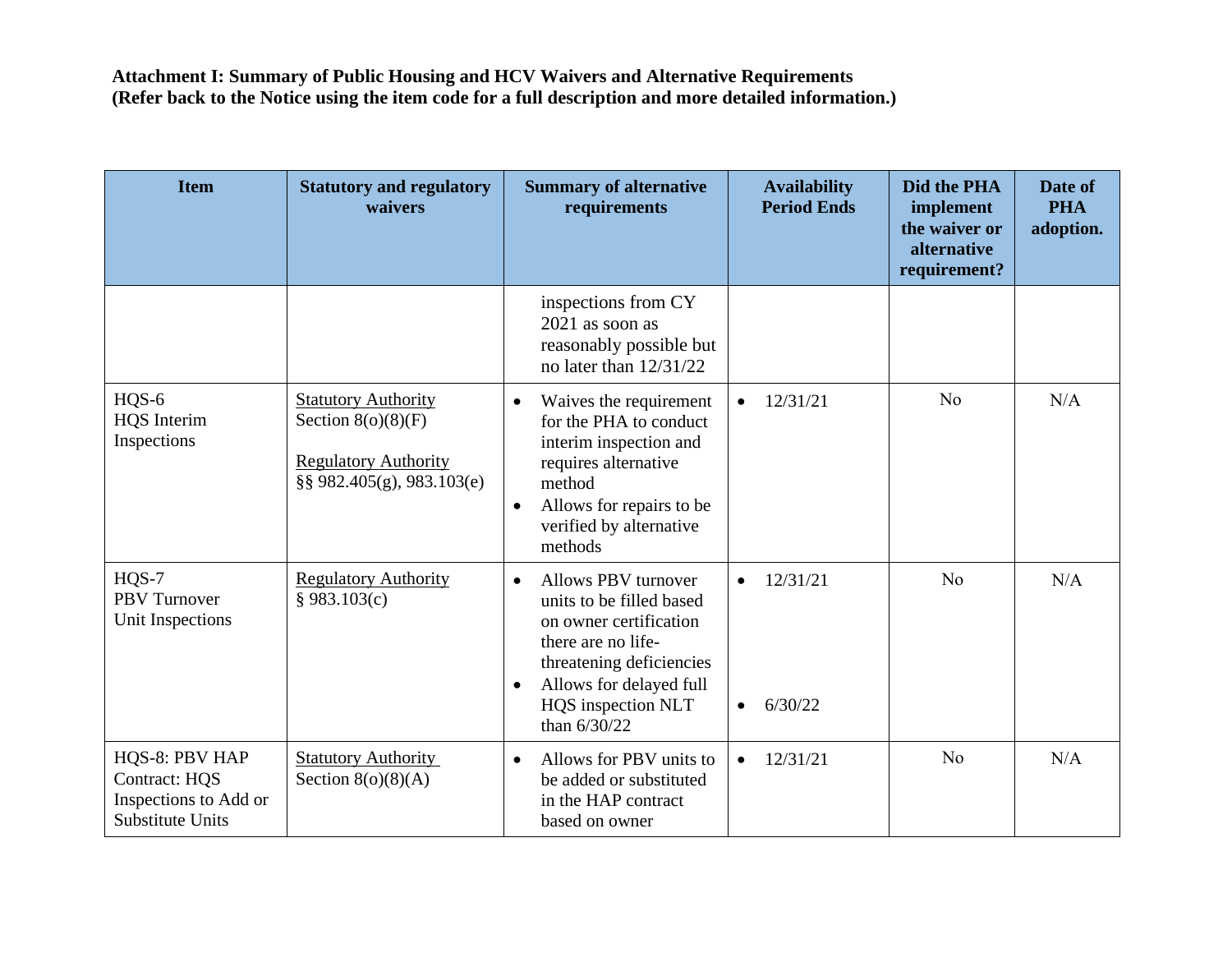**Attachment I: Summary of Public Housing and HCV Waivers and Alternative Requirements (Refer back to the Notice using the item code for a full description and more detailed information.)**

| Item | Statutory and regulatory waivers | Summary of alternative requirements | Availability Period Ends | Did the PHA implement the waiver or alternative requirement? | Date of PHA adoption. |
|---|---|---|---|---|---|
| | | inspections from CY 2021 as soon as reasonably possible but no later than 12/31/22 | | | |
| HQS-6 HQS Interim Inspections | Statutory Authority Section 8(o)(8)(F) <br> Regulatory Authority §§ 982.405(g), 983.103(e) | • Waives the requirement for the PHA to conduct interim inspection and requires alternative method <br> • Allows for repairs to be verified by alternative methods | • 12/31/21 | No | N/A |
| HQS-7 PBV Turnover Unit Inspections | Regulatory Authority § 983.103(c) | • Allows PBV turnover units to be filled based on owner certification there are no life-threatening deficiencies <br> • Allows for delayed full HQS inspection NLT than 6/30/22 | • 12/31/21 <br> • 6/30/22 | No | N/A |
| HQS-8: PBV HAP Contract: HQS Inspections to Add or Substitute Units | Statutory Authority Section 8(o)(8)(A) | • Allows for PBV units to be added or substituted in the HAP contract based on owner | • 12/31/21 | No | N/A |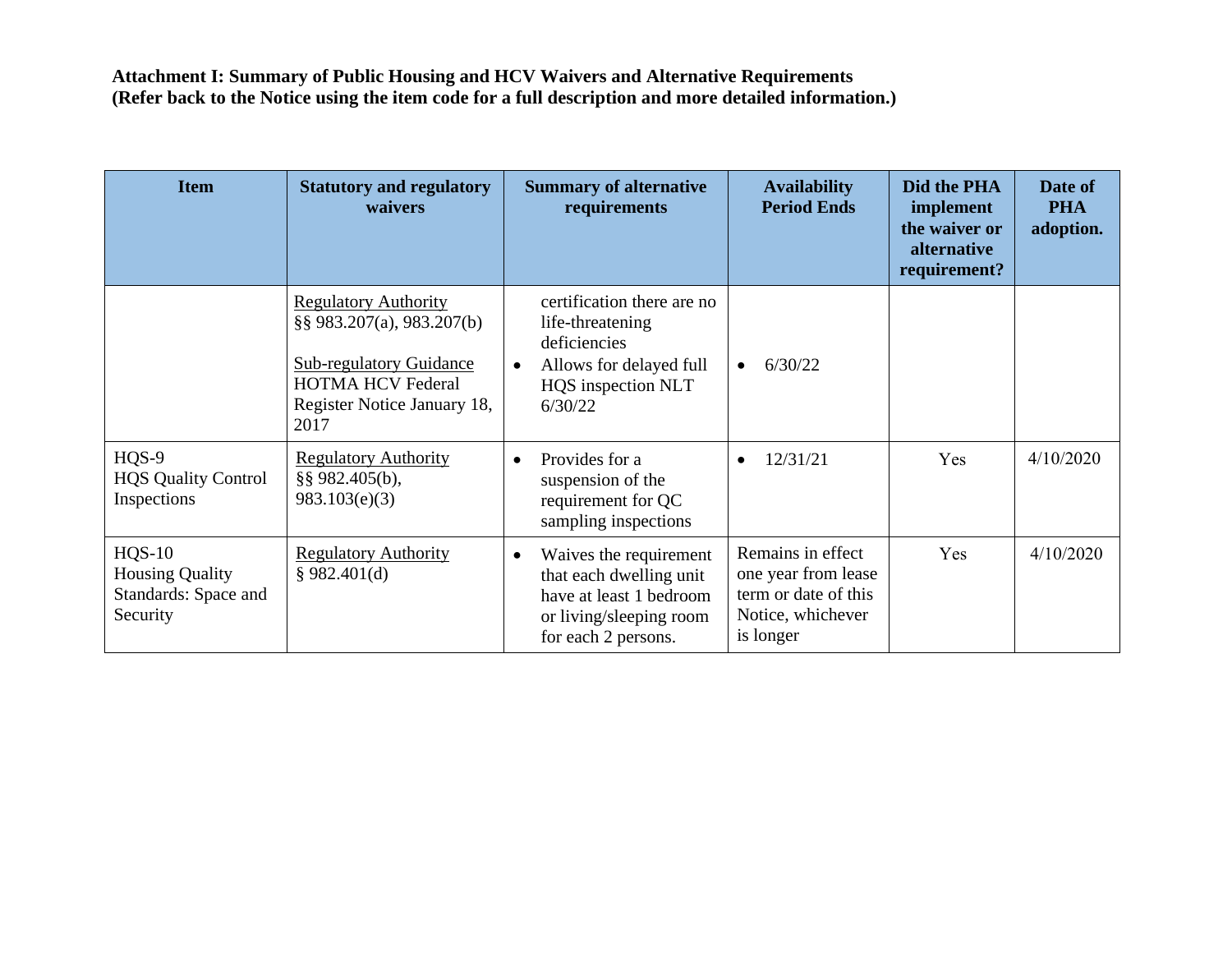**Attachment I: Summary of Public Housing and HCV Waivers and Alternative Requirements**
**(Refer back to the Notice using the item code for a full description and more detailed information.)**

| Item | Statutory and regulatory waivers | Summary of alternative requirements | Availability Period Ends | Did the PHA implement the waiver or alternative requirement? | Date of PHA adoption. |
|---|---|---|---|---|---|
| | Regulatory Authority<br>§§ 983.207(a), 983.207(b)<br><br>Sub-regulatory Guidance<br>HOTMA HCV Federal Register Notice January 18, 2017 | certification there are no life-threatening deficiencies<br>• Allows for delayed full HQS inspection NLT 6/30/22 | • 6/30/22 | | |
| HQS-9<br>HQS Quality Control Inspections | Regulatory Authority<br>§§ 982.405(b), 983.103(e)(3) | • Provides for a suspension of the requirement for QC sampling inspections | • 12/31/21 | Yes | 4/10/2020 |
| HQS-10<br>Housing Quality Standards: Space and Security | Regulatory Authority<br>§ 982.401(d) | • Waives the requirement that each dwelling unit have at least 1 bedroom or living/sleeping room for each 2 persons. | Remains in effect one year from lease term or date of this Notice, whichever is longer | Yes | 4/10/2020 |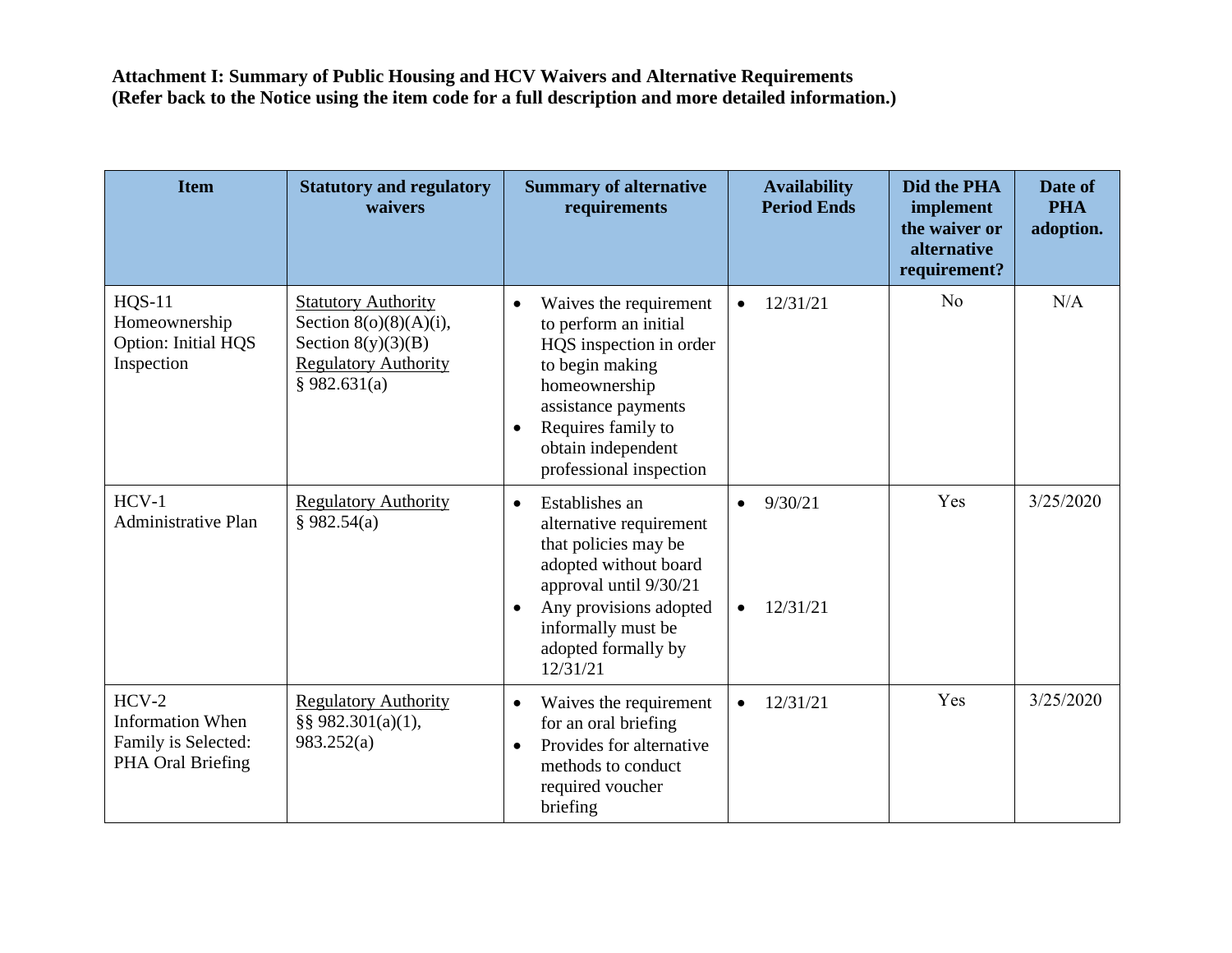**Attachment I: Summary of Public Housing and HCV Waivers and Alternative Requirements**
**(Refer back to the Notice using the item code for a full description and more detailed information.)**

| Item | Statutory and regulatory waivers | Summary of alternative requirements | Availability Period Ends | Did the PHA implement the waiver or alternative requirement? | Date of PHA adoption. |
|---|---|---|---|---|---|
| HQS-11 Homeownership Option: Initial HQS Inspection | Statutory Authority Section 8(o)(8)(A)(i), Section 8(y)(3)(B) Regulatory Authority § 982.631(a) | • Waives the requirement to perform an initial HQS inspection in order to begin making homeownership assistance payments<br>• Requires family to obtain independent professional inspection | • 12/31/21 | No | N/A |
| HCV-1 Administrative Plan | Regulatory Authority § 982.54(a) | • Establishes an alternative requirement that policies may be adopted without board approval until 9/30/21<br>• Any provisions adopted informally must be adopted formally by 12/31/21 | • 9/30/21<br>• 12/31/21 | Yes | 3/25/2020 |
| HCV-2 Information When Family is Selected: PHA Oral Briefing | Regulatory Authority §§ 982.301(a)(1), 983.252(a) | • Waives the requirement for an oral briefing<br>• Provides for alternative methods to conduct required voucher briefing | • 12/31/21 | Yes | 3/25/2020 |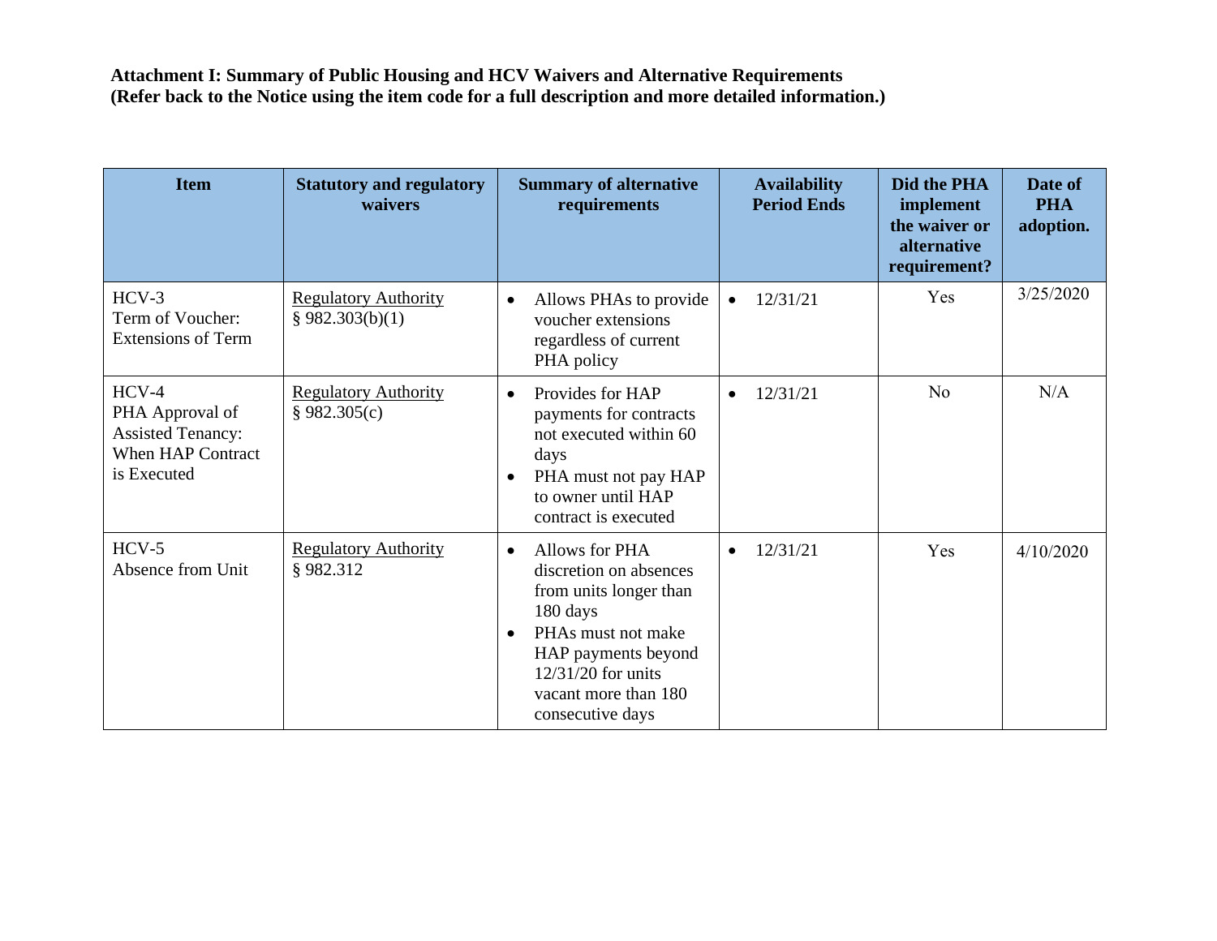**Attachment I: Summary of Public Housing and HCV Waivers and Alternative Requirements**
**(Refer back to the Notice using the item code for a full description and more detailed information.)**

| Item | Statutory and regulatory waivers | Summary of alternative requirements | Availability Period Ends | Did the PHA implement the waiver or alternative requirement? | Date of PHA adoption. |
|---|---|---|---|---|---|
| HCV-3<br>Term of Voucher: Extensions of Term | Regulatory Authority<br>§ 982.303(b)(1) | • Allows PHAs to provide voucher extensions regardless of current PHA policy | • 12/31/21 | Yes | 3/25/2020 |
| HCV-4<br>PHA Approval of Assisted Tenancy: When HAP Contract is Executed | Regulatory Authority<br>§ 982.305(c) | • Provides for HAP payments for contracts not executed within 60 days<br>• PHA must not pay HAP to owner until HAP contract is executed | • 12/31/21 | No | N/A |
| HCV-5<br>Absence from Unit | Regulatory Authority<br>§ 982.312 | • Allows for PHA discretion on absences from units longer than 180 days<br>• PHAs must not make HAP payments beyond 12/31/20 for units vacant more than 180 consecutive days | • 12/31/21 | Yes | 4/10/2020 |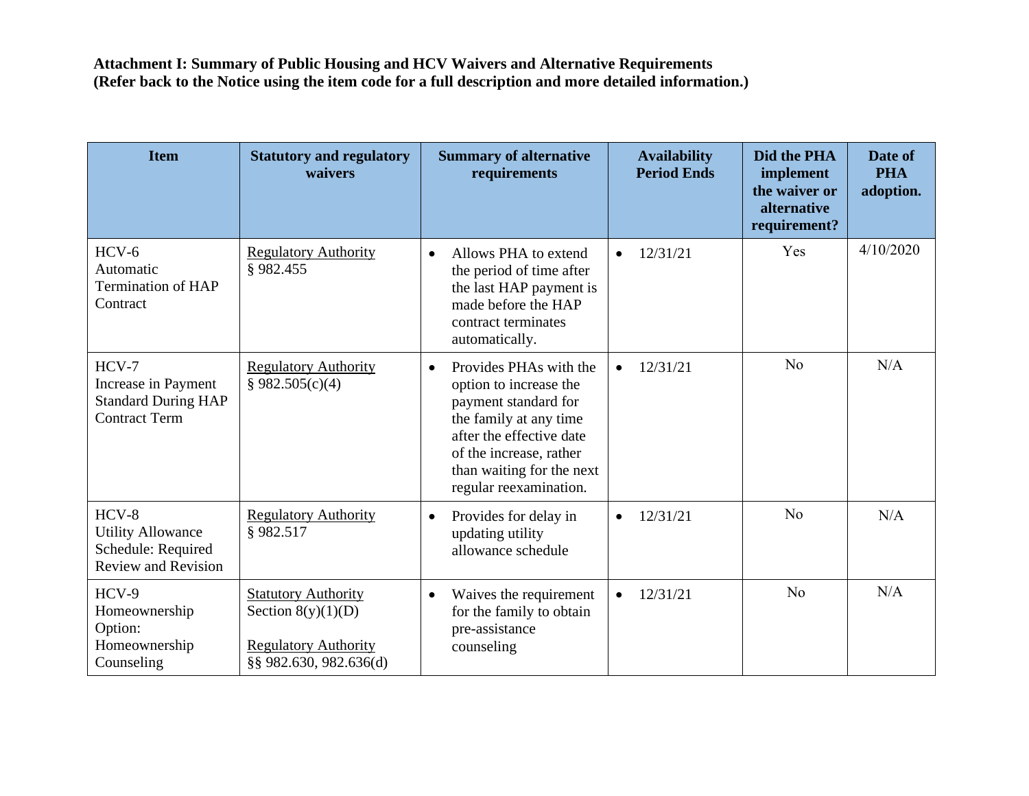**Attachment I: Summary of Public Housing and HCV Waivers and Alternative Requirements**
**(Refer back to the Notice using the item code for a full description and more detailed information.)**

| Item | Statutory and regulatory waivers | Summary of alternative requirements | Availability Period Ends | Did the PHA implement the waiver or alternative requirement? | Date of PHA adoption. |
|---|---|---|---|---|---|
| HCV-6 Automatic Termination of HAP Contract | Regulatory Authority § 982.455 | • Allows PHA to extend the period of time after the last HAP payment is made before the HAP contract terminates automatically. | • 12/31/21 | Yes | 4/10/2020 |
| HCV-7 Increase in Payment Standard During HAP Contract Term | Regulatory Authority § 982.505(c)(4) | • Provides PHAs with the option to increase the payment standard for the family at any time after the effective date of the increase, rather than waiting for the next regular reexamination. | • 12/31/21 | No | N/A |
| HCV-8 Utility Allowance Schedule: Required Review and Revision | Regulatory Authority § 982.517 | • Provides for delay in updating utility allowance schedule | • 12/31/21 | No | N/A |
| HCV-9 Homeownership Option: Homeownership Counseling | Statutory Authority Section 8(y)(1)(D)<br><br>Regulatory Authority §§ 982.630, 982.636(d) | • Waives the requirement for the family to obtain pre-assistance counseling | • 12/31/21 | No | N/A |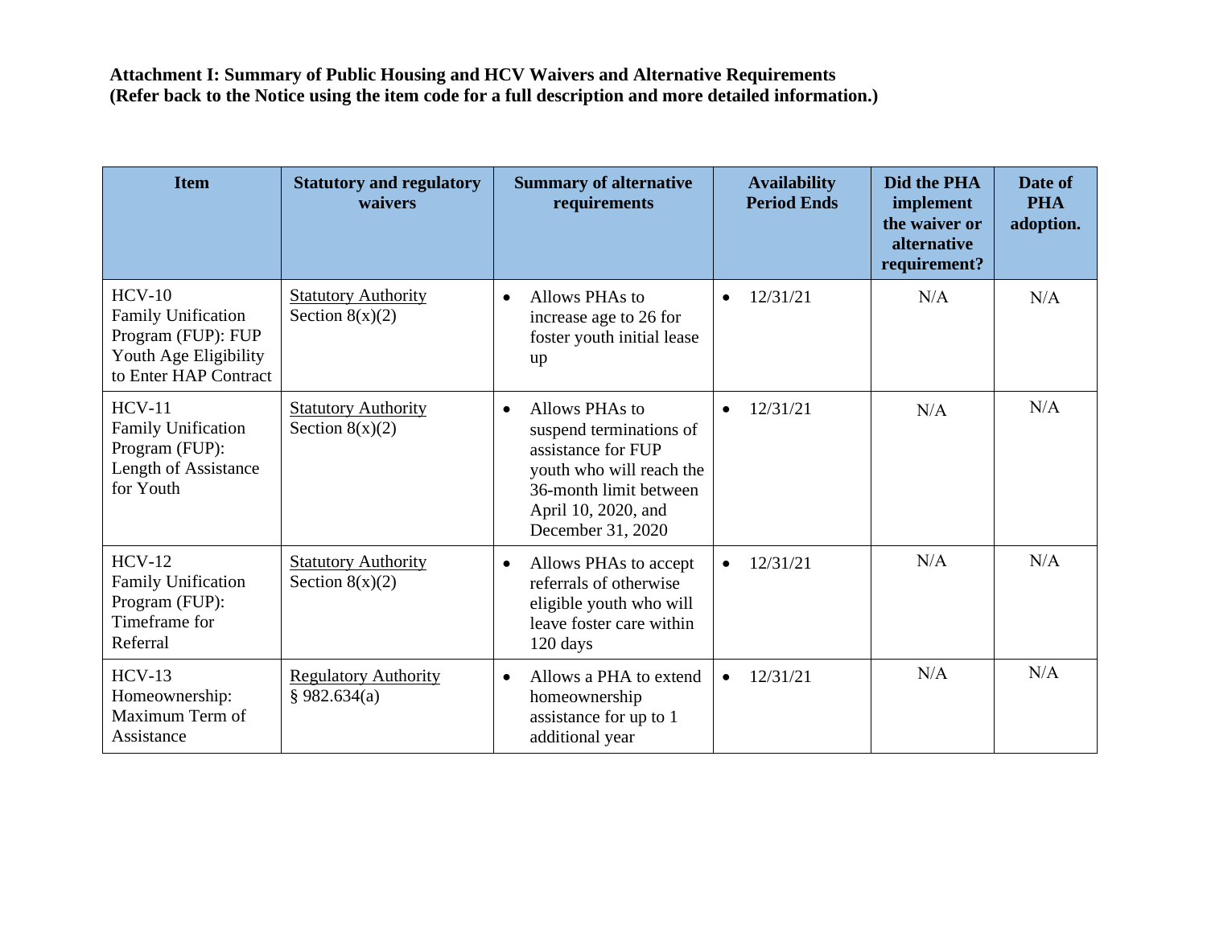**Attachment I: Summary of Public Housing and HCV Waivers and Alternative Requirements**
**(Refer back to the Notice using the item code for a full description and more detailed information.)**

| Item | Statutory and regulatory waivers | Summary of alternative requirements | Availability Period Ends | Did the PHA implement the waiver or alternative requirement? | Date of PHA adoption. |
|---|---|---|---|---|---|
| HCV-10 Family Unification Program (FUP): FUP Youth Age Eligibility to Enter HAP Contract | Statutory Authority Section 8(x)(2) | • Allows PHAs to increase age to 26 for foster youth initial lease up | • 12/31/21 | N/A | N/A |
| HCV-11 Family Unification Program (FUP): Length of Assistance for Youth | Statutory Authority Section 8(x)(2) | • Allows PHAs to suspend terminations of assistance for FUP youth who will reach the 36-month limit between April 10, 2020, and December 31, 2020 | • 12/31/21 | N/A | N/A |
| HCV-12 Family Unification Program (FUP): Timeframe for Referral | Statutory Authority Section 8(x)(2) | • Allows PHAs to accept referrals of otherwise eligible youth who will leave foster care within 120 days | • 12/31/21 | N/A | N/A |
| HCV-13 Homeownership: Maximum Term of Assistance | Regulatory Authority § 982.634(a) | • Allows a PHA to extend homeownership assistance for up to 1 additional year | • 12/31/21 | N/A | N/A |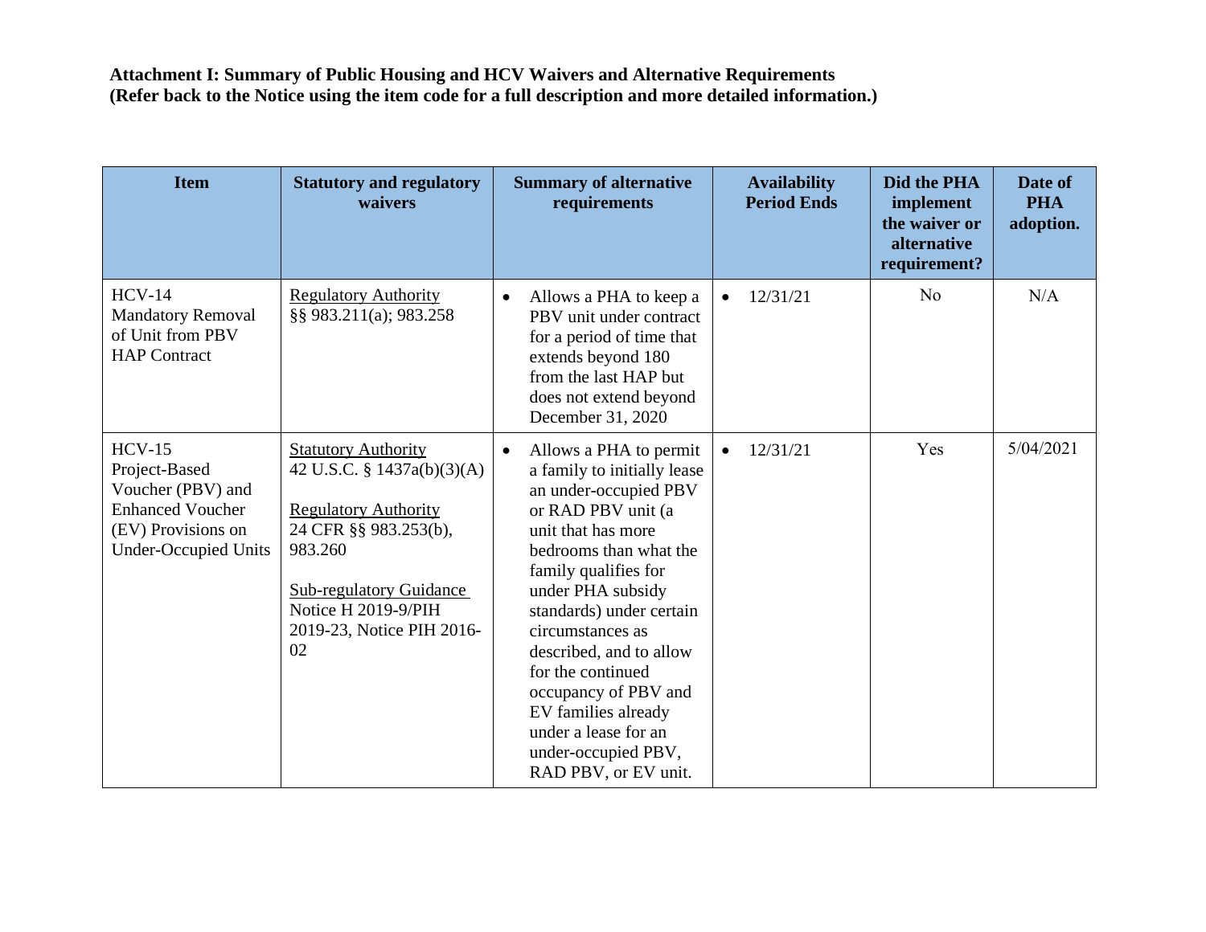**Attachment I: Summary of Public Housing and HCV Waivers and Alternative Requirements**
**(Refer back to the Notice using the item code for a full description and more detailed information.)**

| Item | Statutory and regulatory waivers | Summary of alternative requirements | Availability Period Ends | Did the PHA implement the waiver or alternative requirement? | Date of PHA adoption. |
|---|---|---|---|---|---|
| HCV-14 Mandatory Removal of Unit from PBV HAP Contract | Regulatory Authority §§ 983.211(a); 983.258 | • Allows a PHA to keep a PBV unit under contract for a period of time that extends beyond 180 from the last HAP but does not extend beyond December 31, 2020 | • 12/31/21 | No | N/A |
| HCV-15 Project-Based Voucher (PBV) and Enhanced Voucher (EV) Provisions on Under-Occupied Units | Statutory Authority 42 U.S.C. § 1437a(b)(3)(A) <br><br> Regulatory Authority 24 CFR §§ 983.253(b), 983.260 <br><br> Sub-regulatory Guidance Notice H 2019-9/PIH 2019-23, Notice PIH 2016-02 | • Allows a PHA to permit a family to initially lease an under-occupied PBV or RAD PBV unit (a unit that has more bedrooms than what the family qualifies for under PHA subsidy standards) under certain circumstances as described, and to allow for the continued occupancy of PBV and EV families already under a lease for an under-occupied PBV, RAD PBV, or EV unit. | • 12/31/21 | Yes | 5/04/2021 |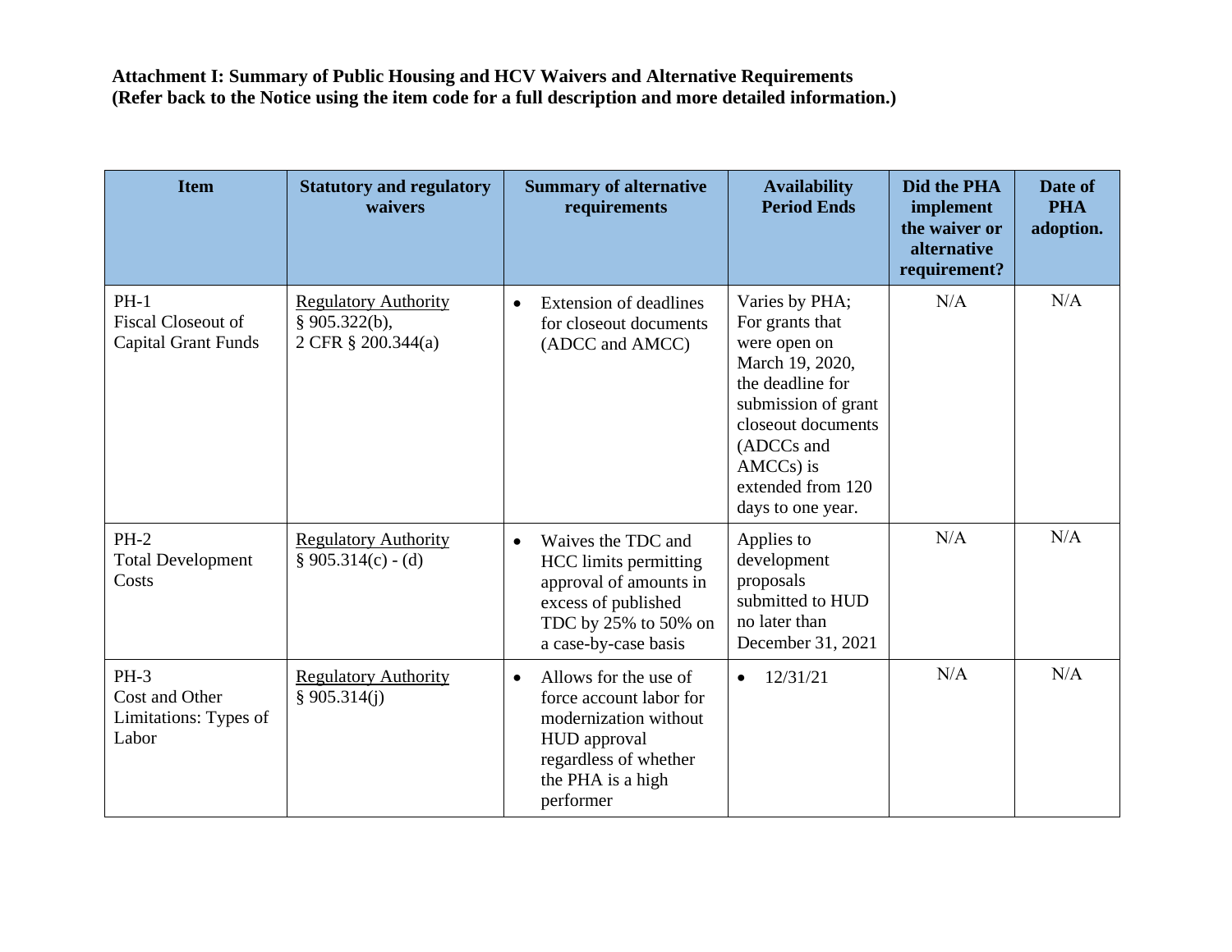**Attachment I: Summary of Public Housing and HCV Waivers and Alternative Requirements (Refer back to the Notice using the item code for a full description and more detailed information.)**

| Item | Statutory and regulatory waivers | Summary of alternative requirements | Availability Period Ends | Did the PHA implement the waiver or alternative requirement? | Date of PHA adoption. |
|---|---|---|---|---|---|
| PH-1 Fiscal Closeout of Capital Grant Funds | Regulatory Authority § 905.322(b), 2 CFR § 200.344(a) | • Extension of deadlines for closeout documents (ADCC and AMCC) | Varies by PHA; For grants that were open on March 19, 2020, the deadline for submission of grant closeout documents (ADCCs and AMCCs) is extended from 120 days to one year. | N/A | N/A |
| PH-2 Total Development Costs | Regulatory Authority § 905.314(c) - (d) | • Waives the TDC and HCC limits permitting approval of amounts in excess of published TDC by 25% to 50% on a case-by-case basis | Applies to development proposals submitted to HUD no later than December 31, 2021 | N/A | N/A |
| PH-3 Cost and Other Limitations: Types of Labor | Regulatory Authority § 905.314(j) | • Allows for the use of force account labor for modernization without HUD approval regardless of whether the PHA is a high performer | • 12/31/21 | N/A | N/A |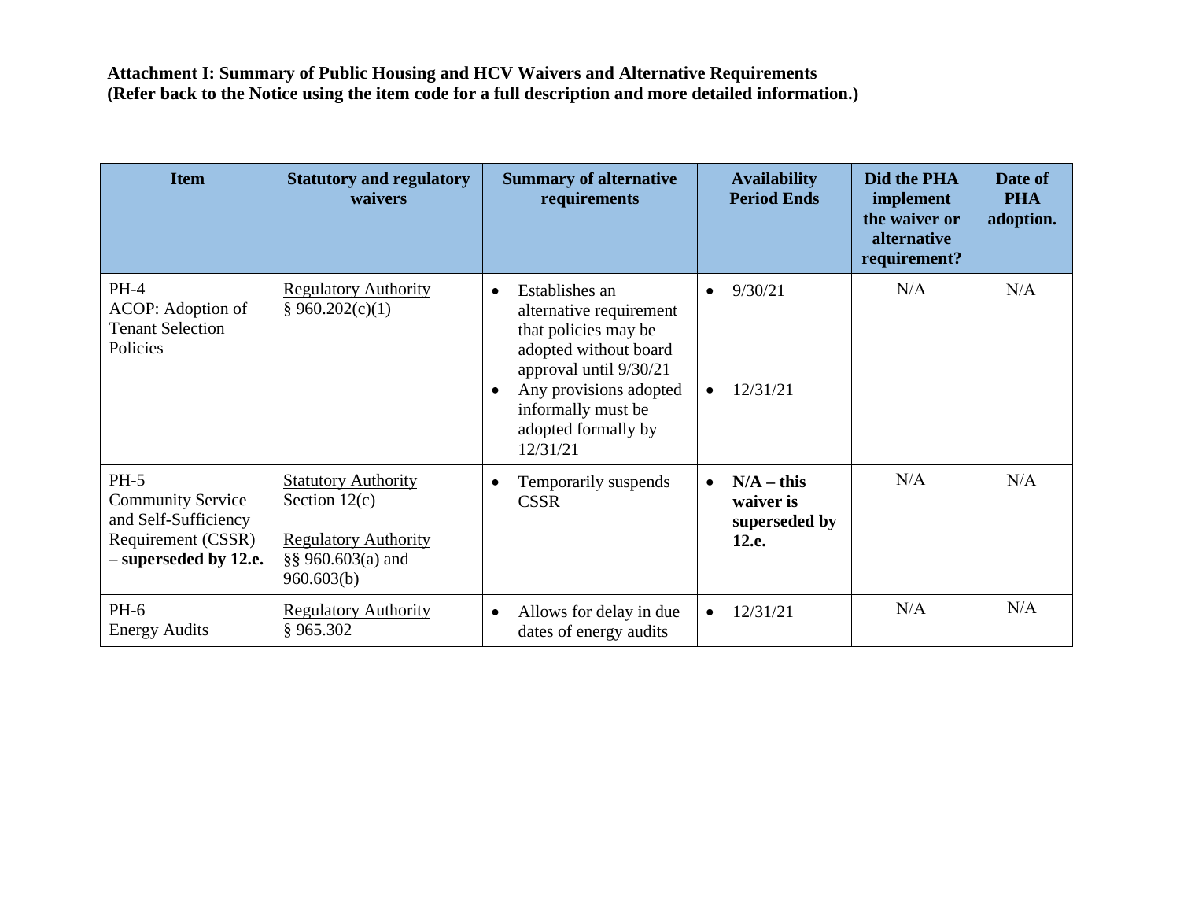**Attachment I: Summary of Public Housing and HCV Waivers and Alternative Requirements (Refer back to the Notice using the item code for a full description and more detailed information.)**

| Item | Statutory and regulatory waivers | Summary of alternative requirements | Availability Period Ends | Did the PHA implement the waiver or alternative requirement? | Date of PHA adoption. |
|---|---|---|---|---|---|
| PH-4<br>ACOP: Adoption of Tenant Selection Policies | <u>Regulatory Authority</u><br>§ 960.202(c)(1) | • Establishes an alternative requirement that policies may be adopted without board approval until 9/30/21<br>• Any provisions adopted informally must be adopted formally by 12/31/21 | • 9/30/21<br>• 12/31/21 | N/A | N/A |
| PH-5<br>Community Service and Self-Sufficiency Requirement (CSSR) – **superseded by 12.e.** | <u>Statutory Authority</u><br>Section 12(c)<br><u>Regulatory Authority</u><br>§§ 960.603(a) and 960.603(b) | • Temporarily suspends CSSR | • **N/A – this waiver is superseded by 12.e.** | N/A | N/A |
| PH-6<br>Energy Audits | <u>Regulatory Authority</u><br>§ 965.302 | • Allows for delay in due dates of energy audits | • 12/31/21 | N/A | N/A |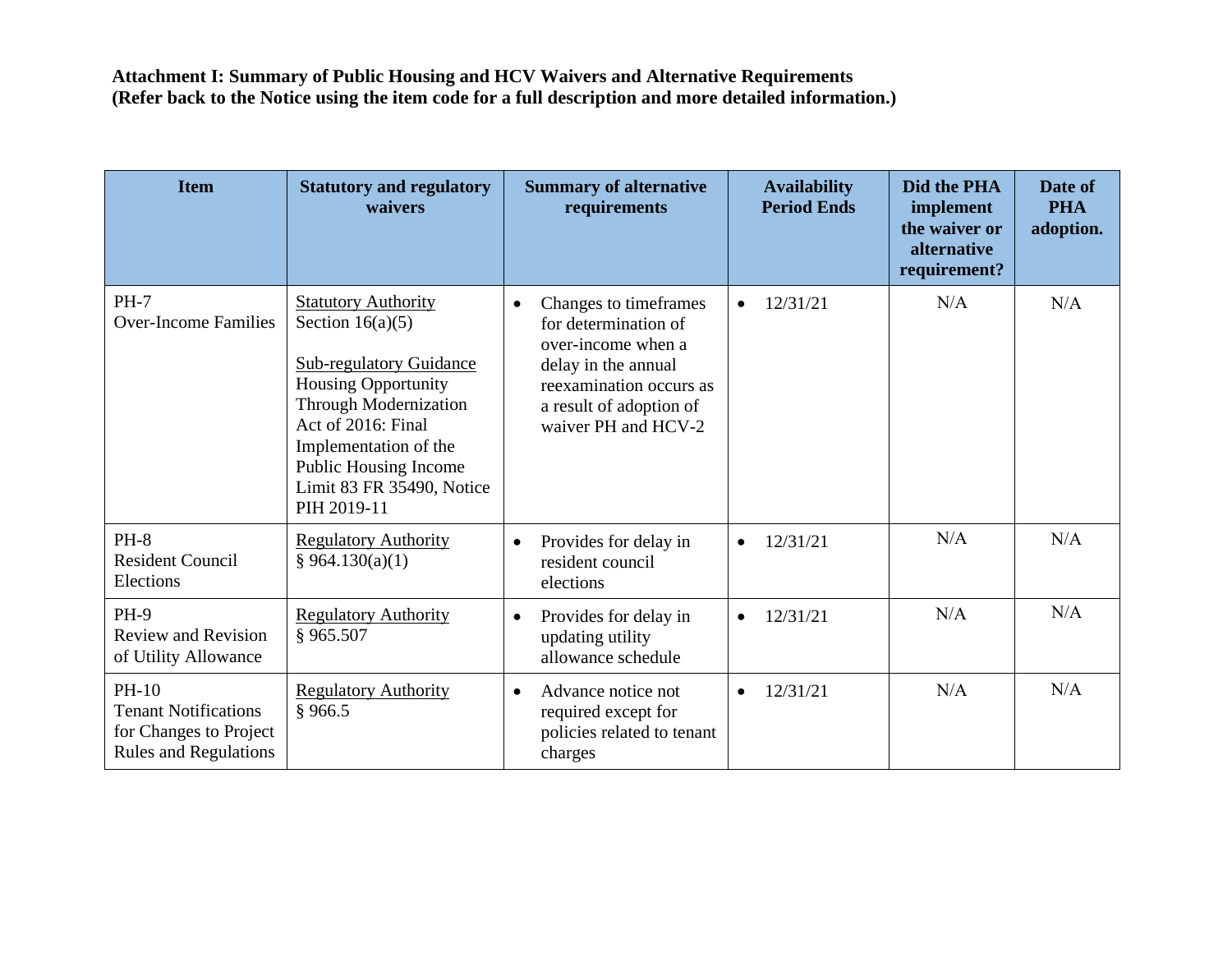**Attachment I: Summary of Public Housing and HCV Waivers and Alternative Requirements**
**(Refer back to the Notice using the item code for a full description and more detailed information.)**

| Item | Statutory and regulatory waivers | Summary of alternative requirements | Availability Period Ends | Did the PHA implement the waiver or alternative requirement? | Date of PHA adoption. |
|---|---|---|---|---|---|
| PH-7<br>Over-Income Families | Statutory Authority<br>Section 16(a)(5)<br><br>Sub-regulatory Guidance<br>Housing Opportunity Through Modernization Act of 2016: Final Implementation of the Public Housing Income Limit 83 FR 35490, Notice PIH 2019-11 | • Changes to timeframes for determination of over-income when a delay in the annual reexamination occurs as a result of adoption of waiver PH and HCV-2 | • 12/31/21 | N/A | N/A |
| PH-8<br>Resident Council Elections | Regulatory Authority<br>§ 964.130(a)(1) | • Provides for delay in resident council elections | • 12/31/21 | N/A | N/A |
| PH-9<br>Review and Revision of Utility Allowance | Regulatory Authority<br>§ 965.507 | • Provides for delay in updating utility allowance schedule | • 12/31/21 | N/A | N/A |
| PH-10<br>Tenant Notifications for Changes to Project Rules and Regulations | Regulatory Authority<br>§ 966.5 | • Advance notice not required except for policies related to tenant charges | • 12/31/21 | N/A | N/A |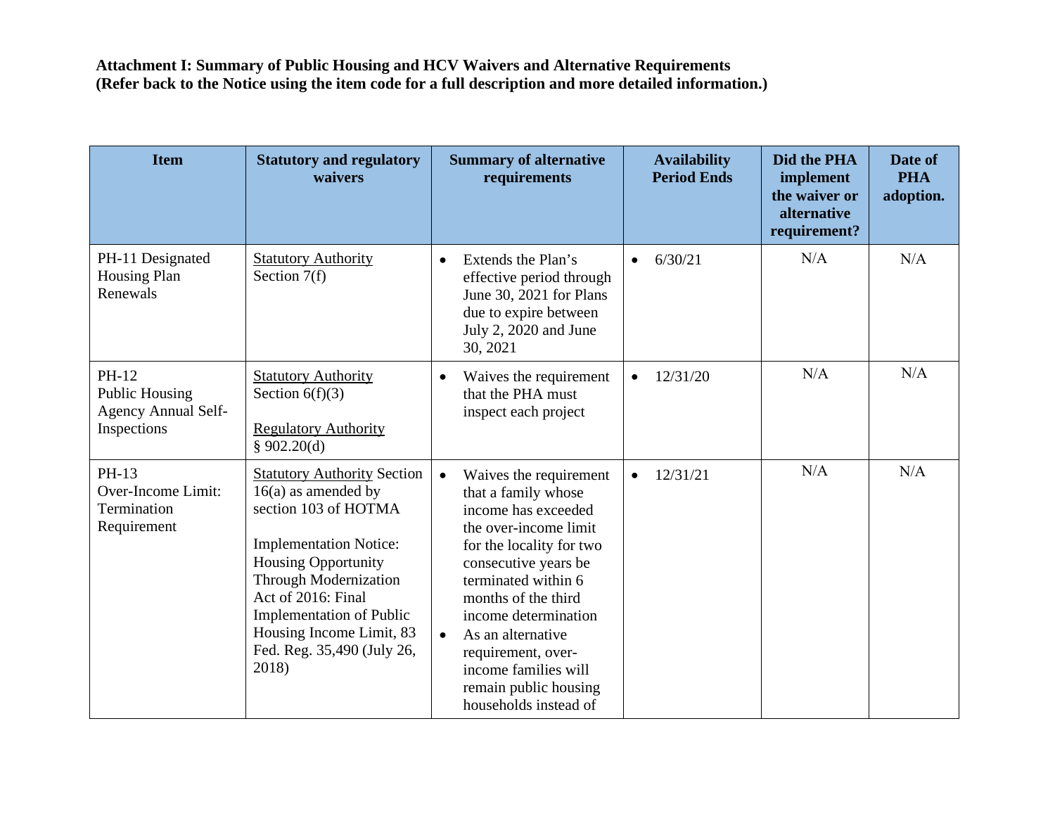**Attachment I: Summary of Public Housing and HCV Waivers and Alternative Requirements**
**(Refer back to the Notice using the item code for a full description and more detailed information.)**

| Item | Statutory and regulatory waivers | Summary of alternative requirements | Availability Period Ends | Did the PHA implement the waiver or alternative requirement? | Date of PHA adoption. |
|---|---|---|---|---|---|
| PH-11 Designated Housing Plan Renewals | Statutory Authority<br>Section 7(f) | • Extends the Plan's effective period through June 30, 2021 for Plans due to expire between July 2, 2020 and June 30, 2021 | • 6/30/21 | N/A | N/A |
| PH-12<br>Public Housing Agency Annual Self-Inspections | Statutory Authority<br>Section 6(f)(3)<br><br>Regulatory Authority<br>§ 902.20(d) | • Waives the requirement that the PHA must inspect each project | • 12/31/20 | N/A | N/A |
| PH-13<br>Over-Income Limit: Termination Requirement | Statutory Authority Section 16(a) as amended by section 103 of HOTMA<br><br>Implementation Notice: Housing Opportunity Through Modernization Act of 2016: Final Implementation of Public Housing Income Limit, 83 Fed. Reg. 35,490 (July 26, 2018) | • Waives the requirement that a family whose income has exceeded the over-income limit for the locality for two consecutive years be terminated within 6 months of the third income determination<br>• As an alternative requirement, over-income families will remain public housing households instead of | • 12/31/21 | N/A | N/A |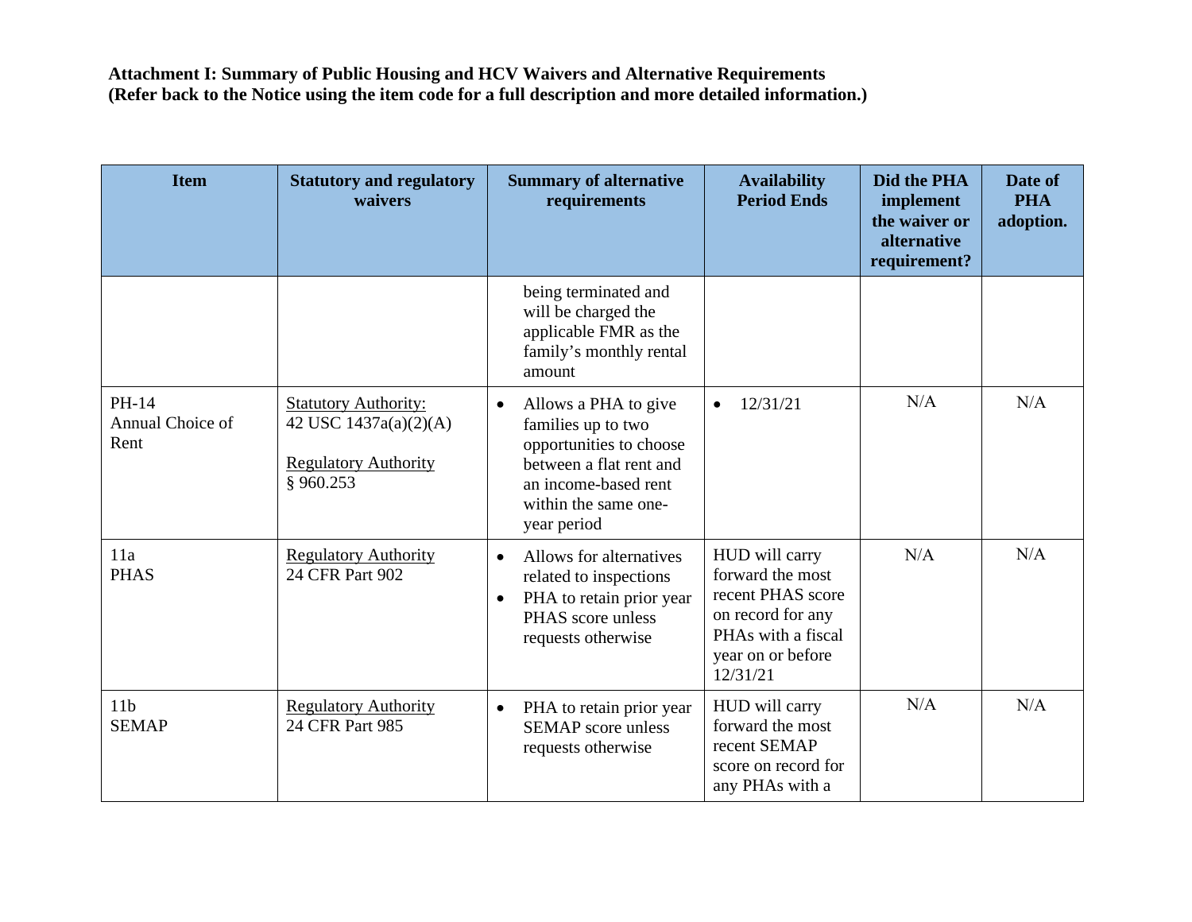**Attachment I: Summary of Public Housing and HCV Waivers and Alternative Requirements**
**(Refer back to the Notice using the item code for a full description and more detailed information.)**

| Item | Statutory and regulatory waivers | Summary of alternative requirements | Availability Period Ends | Did the PHA implement the waiver or alternative requirement? | Date of PHA adoption. |
|---|---|---|---|---|---|
| | | being terminated and will be charged the applicable FMR as the family's monthly rental amount | | | |
| PH-14 Annual Choice of Rent | Statutory Authority: 42 USC 1437a(a)(2)(A)<br><br>Regulatory Authority § 960.253 | • Allows a PHA to give families up to two opportunities to choose between a flat rent and an income-based rent within the same one-year period | • 12/31/21 | N/A | N/A |
| 11a PHAS | Regulatory Authority 24 CFR Part 902 | • Allows for alternatives related to inspections<br>• PHA to retain prior year PHAS score unless requests otherwise | HUD will carry forward the most recent PHAS score on record for any PHAs with a fiscal year on or before 12/31/21 | N/A | N/A |
| 11b SEMAP | Regulatory Authority 24 CFR Part 985 | • PHA to retain prior year SEMAP score unless requests otherwise | HUD will carry forward the most recent SEMAP score on record for any PHAs with a | N/A | N/A |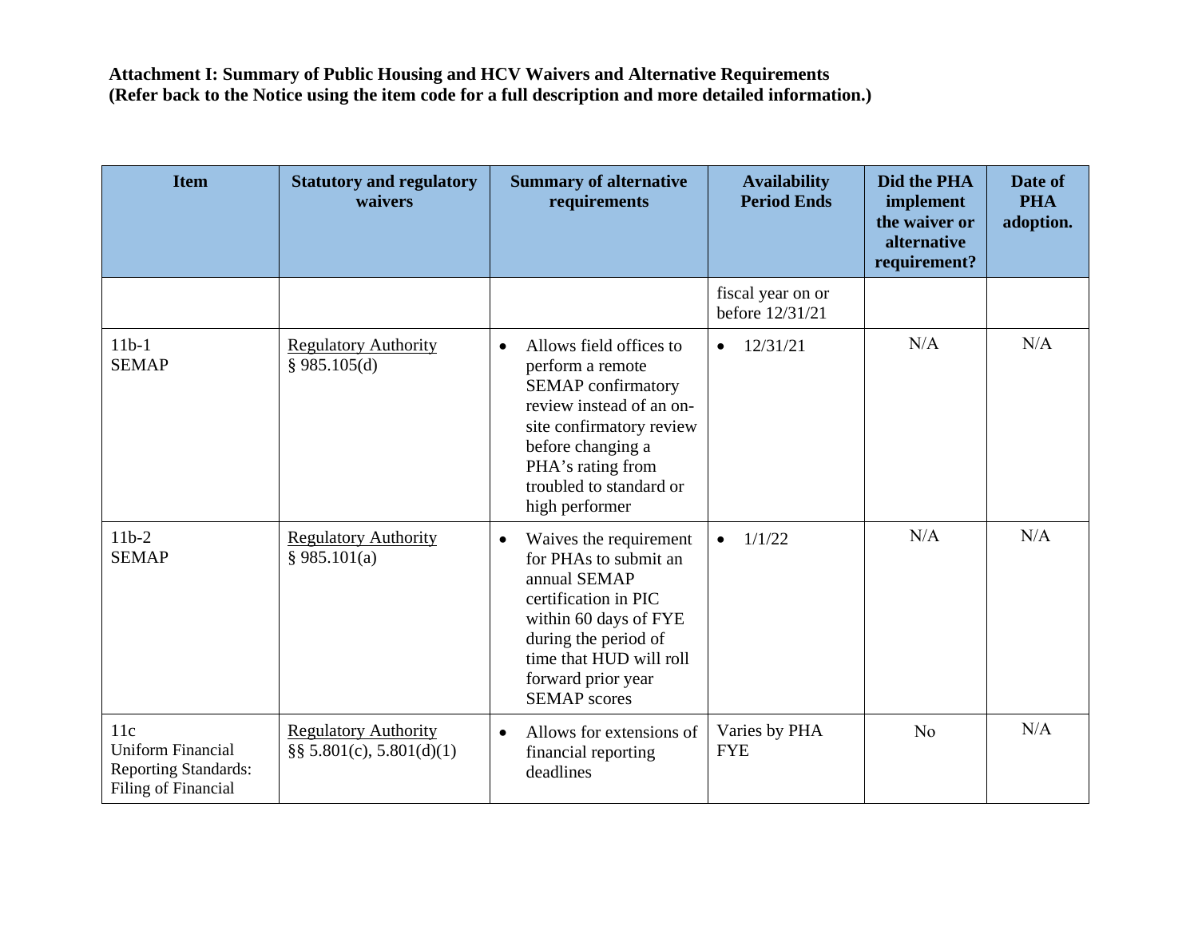**Attachment I: Summary of Public Housing and HCV Waivers and Alternative Requirements (Refer back to the Notice using the item code for a full description and more detailed information.)**

| Item | Statutory and regulatory waivers | Summary of alternative requirements | Availability Period Ends | Did the PHA implement the waiver or alternative requirement? | Date of PHA adoption. |
|---|---|---|---|---|---|
| | | | fiscal year on or before 12/31/21 | | |
| 11b-1 SEMAP | Regulatory Authority § 985.105(d) | • Allows field offices to perform a remote SEMAP confirmatory review instead of an on-site confirmatory review before changing a PHA's rating from troubled to standard or high performer | • 12/31/21 | N/A | N/A |
| 11b-2 SEMAP | Regulatory Authority § 985.101(a) | • Waives the requirement for PHAs to submit an annual SEMAP certification in PIC within 60 days of FYE during the period of time that HUD will roll forward prior year SEMAP scores | • 1/1/22 | N/A | N/A |
| 11c Uniform Financial Reporting Standards: Filing of Financial | Regulatory Authority §§ 5.801(c), 5.801(d)(1) | • Allows for extensions of financial reporting deadlines | Varies by PHA FYE | No | N/A |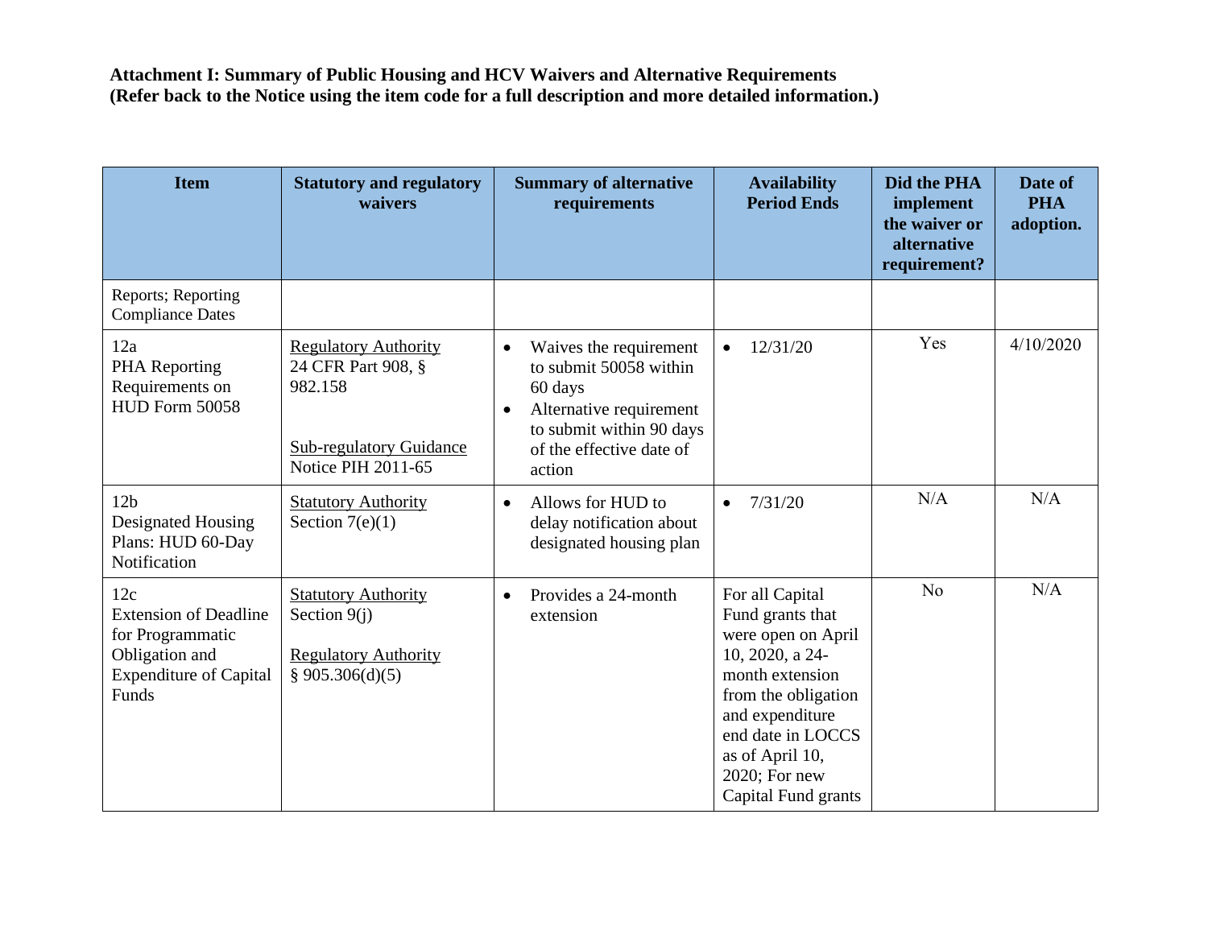**Attachment I: Summary of Public Housing and HCV Waivers and Alternative Requirements**
**(Refer back to the Notice using the item code for a full description and more detailed information.)**

| Item | Statutory and regulatory waivers | Summary of alternative requirements | Availability Period Ends | Did the PHA implement the waiver or alternative requirement? | Date of PHA adoption. |
|---|---|---|---|---|---|
| Reports; Reporting Compliance Dates | | | | | |
| 12a<br>PHA Reporting Requirements on HUD Form 50058 | <u>Regulatory Authority</u><br>24 CFR Part 908, § 982.158<br><br><u>Sub-regulatory Guidance</u><br>Notice PIH 2011-65 | • Waives the requirement to submit 50058 within 60 days<br>• Alternative requirement to submit within 90 days of the effective date of action | • 12/31/20 | Yes | 4/10/2020 |
| 12b<br>Designated Housing Plans: HUD 60-Day Notification | <u>Statutory Authority</u><br>Section 7(e)(1) | • Allows for HUD to delay notification about designated housing plan | • 7/31/20 | N/A | N/A |
| 12c<br>Extension of Deadline for Programmatic Obligation and Expenditure of Capital Funds | <u>Statutory Authority</u><br>Section 9(j)<br><br><u>Regulatory Authority</u><br>§ 905.306(d)(5) | • Provides a 24-month extension | For all Capital Fund grants that were open on April 10, 2020, a 24-month extension from the obligation and expenditure end date in LOCCS as of April 10, 2020; For new Capital Fund grants | No | N/A |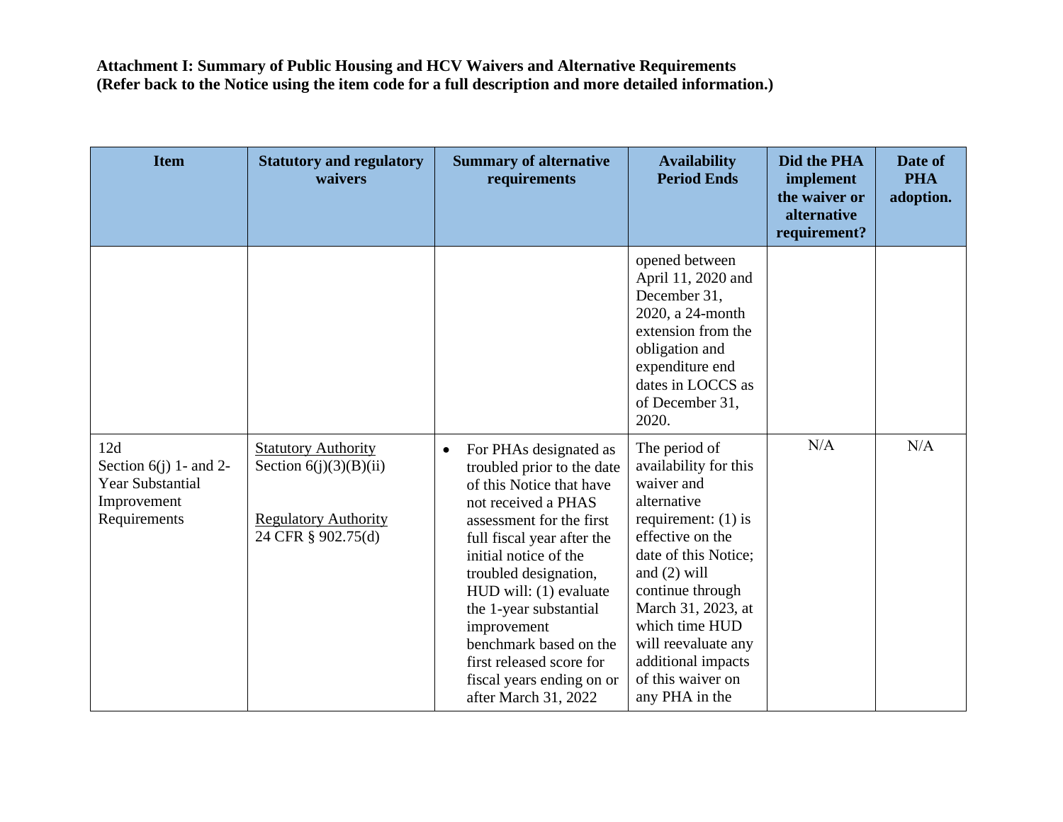**Attachment I: Summary of Public Housing and HCV Waivers and Alternative Requirements**
**(Refer back to the Notice using the item code for a full description and more detailed information.)**

| Item | Statutory and regulatory waivers | Summary of alternative requirements | Availability Period Ends | Did the PHA implement the waiver or alternative requirement? | Date of PHA adoption. |
|---|---|---|---|---|---|
| | | | opened between April 11, 2020 and December 31, 2020, a 24-month extension from the obligation and expenditure end dates in LOCCS as of December 31, 2020. | | |
| 12d<br>Section 6(j) 1- and 2-Year Substantial Improvement Requirements | Statutory Authority<br>Section 6(j)(3)(B)(ii)<br><br>Regulatory Authority<br>24 CFR § 902.75(d) | • For PHAs designated as troubled prior to the date of this Notice that have not received a PHAS assessment for the first full fiscal year after the initial notice of the troubled designation, HUD will: (1) evaluate the 1-year substantial improvement benchmark based on the first released score for fiscal years ending on or after March 31, 2022 | The period of availability for this waiver and alternative requirement: (1) is effective on the date of this Notice; and (2) will continue through March 31, 2023, at which time HUD will reevaluate any additional impacts of this waiver on any PHA in the | N/A | N/A |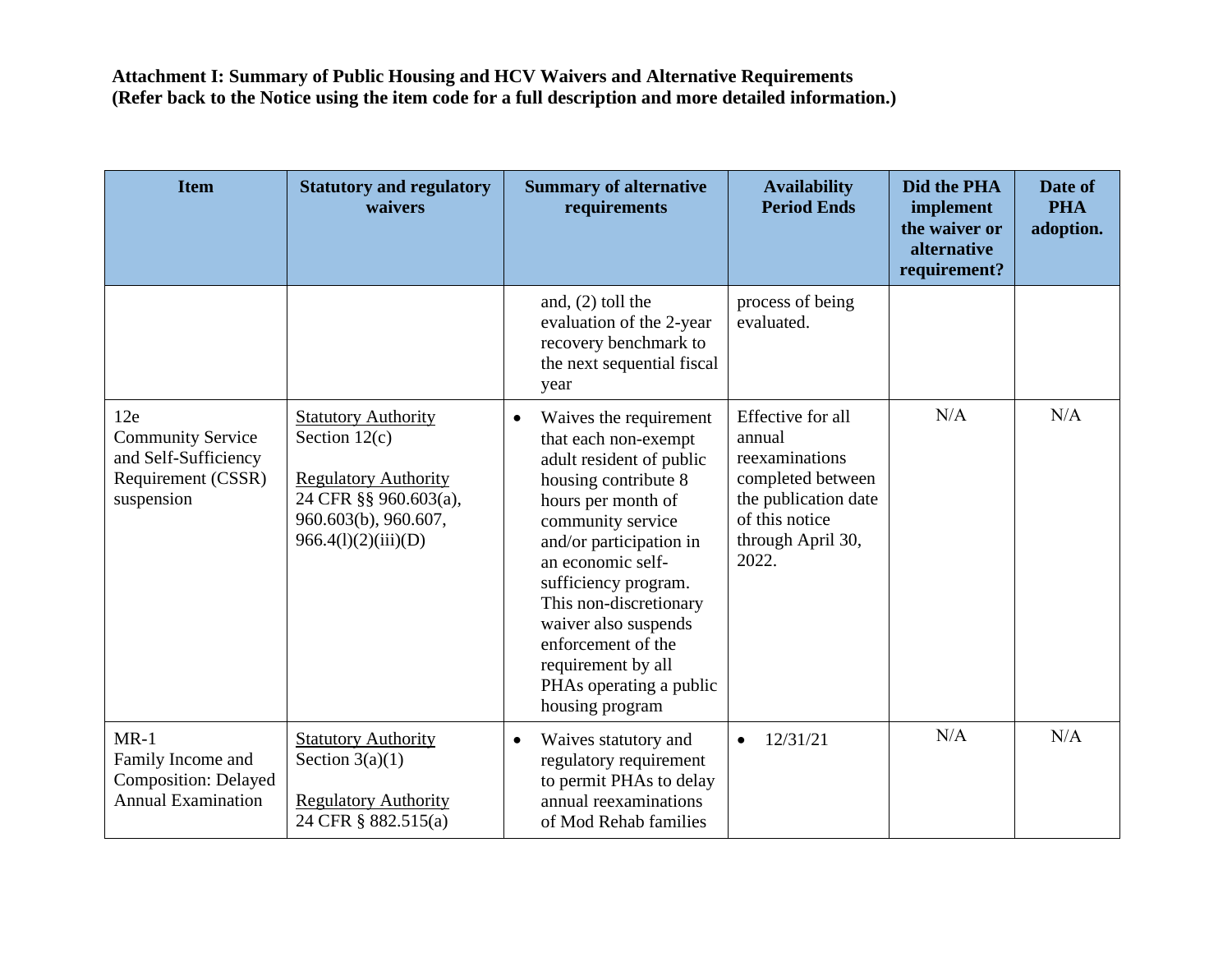**Attachment I: Summary of Public Housing and HCV Waivers and Alternative Requirements (Refer back to the Notice using the item code for a full description and more detailed information.)**

| Item | Statutory and regulatory waivers | Summary of alternative requirements | Availability Period Ends | Did the PHA implement the waiver or alternative requirement? | Date of PHA adoption. |
|---|---|---|---|---|---|
| | | and, (2) toll the evaluation of the 2-year recovery benchmark to the next sequential fiscal year | process of being evaluated. | | |
| 12e Community Service and Self-Sufficiency Requirement (CSSR) suspension | Statutory Authority Section 12(c) <br><br> Regulatory Authority 24 CFR §§ 960.603(a), 960.603(b), 960.607, 966.4(l)(2)(iii)(D) | • Waives the requirement that each non-exempt adult resident of public housing contribute 8 hours per month of community service and/or participation in an economic self-sufficiency program. This non-discretionary waiver also suspends enforcement of the requirement by all PHAs operating a public housing program | Effective for all annual reexaminations completed between the publication date of this notice through April 30, 2022. | N/A | N/A |
| MR-1 Family Income and Composition: Delayed Annual Examination | Statutory Authority Section 3(a)(1) <br><br> Regulatory Authority 24 CFR § 882.515(a) | • Waives statutory and regulatory requirement to permit PHAs to delay annual reexaminations of Mod Rehab families | • 12/31/21 | N/A | N/A |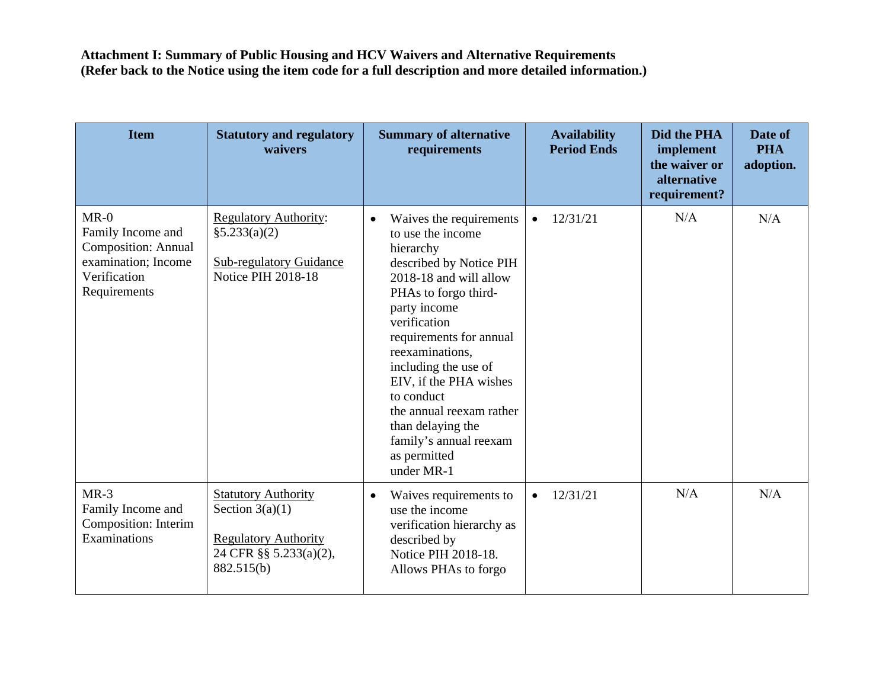**Attachment I: Summary of Public Housing and HCV Waivers and Alternative Requirements**
**(Refer back to the Notice using the item code for a full description and more detailed information.)**

| Item | Statutory and regulatory waivers | Summary of alternative requirements | Availability Period Ends | Did the PHA implement the waiver or alternative requirement? | Date of PHA adoption. |
|---|---|---|---|---|---|
| MR-0 Family Income and Composition: Annual examination; Income Verification Requirements | Regulatory Authority: §5.233(a)(2)<br><br>Sub-regulatory Guidance Notice PIH 2018-18 | • Waives the requirements to use the income hierarchy described by Notice PIH 2018-18 and will allow PHAs to forgo third-party income verification requirements for annual reexaminations, including the use of EIV, if the PHA wishes to conduct the annual reexam rather than delaying the family's annual reexam as permitted under MR-1 | • 12/31/21 | N/A | N/A |
| MR-3 Family Income and Composition: Interim Examinations | Statutory Authority Section 3(a)(1)<br><br>Regulatory Authority 24 CFR §§ 5.233(a)(2), 882.515(b) | • Waives requirements to use the income verification hierarchy as described by Notice PIH 2018-18. Allows PHAs to forgo | • 12/31/21 | N/A | N/A |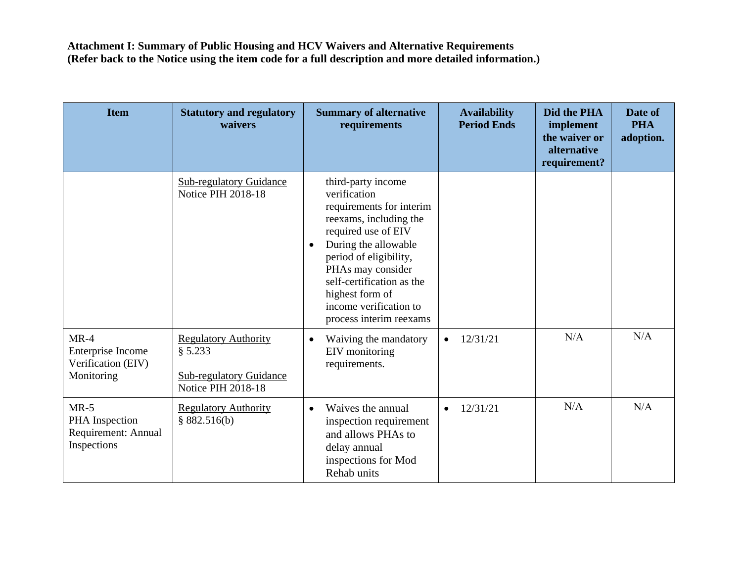**Attachment I: Summary of Public Housing and HCV Waivers and Alternative Requirements (Refer back to the Notice using the item code for a full description and more detailed information.)**

| Item | Statutory and regulatory waivers | Summary of alternative requirements | Availability Period Ends | Did the PHA implement the waiver or alternative requirement? | Date of PHA adoption. |
|---|---|---|---|---|---|
| | Sub-regulatory Guidance<br>Notice PIH 2018-18 | third-party income verification requirements for interim reexams, including the required use of EIV<br>• During the allowable period of eligibility, PHAs may consider self-certification as the highest form of income verification to process interim reexams | | | |
| MR-4<br>Enterprise Income Verification (EIV) Monitoring | Regulatory Authority<br>§ 5.233<br><br>Sub-regulatory Guidance<br>Notice PIH 2018-18 | • Waiving the mandatory EIV monitoring requirements. | • 12/31/21 | N/A | N/A |
| MR-5<br>PHA Inspection Requirement: Annual Inspections | Regulatory Authority<br>§ 882.516(b) | • Waives the annual inspection requirement and allows PHAs to delay annual inspections for Mod Rehab units | • 12/31/21 | N/A | N/A |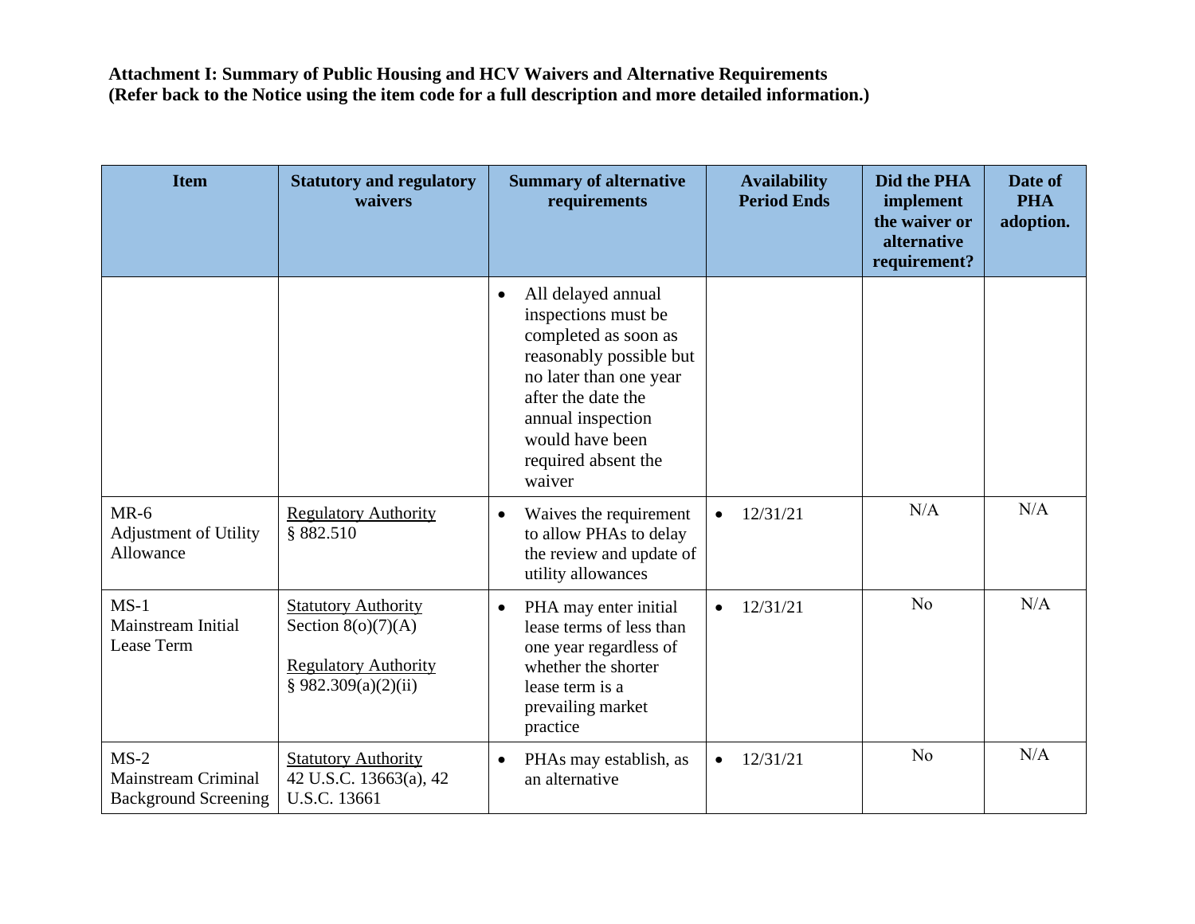**Attachment I: Summary of Public Housing and HCV Waivers and Alternative Requirements**
**(Refer back to the Notice using the item code for a full description and more detailed information.)**

| Item | Statutory and regulatory waivers | Summary of alternative requirements | Availability Period Ends | Did the PHA implement the waiver or alternative requirement? | Date of PHA adoption. |
|---|---|---|---|---|---|
| | | • All delayed annual inspections must be completed as soon as reasonably possible but no later than one year after the date the annual inspection would have been required absent the waiver | | | |
| MR-6 Adjustment of Utility Allowance | Regulatory Authority § 882.510 | • Waives the requirement to allow PHAs to delay the review and update of utility allowances | • 12/31/21 | N/A | N/A |
| MS-1 Mainstream Initial Lease Term | Statutory Authority Section 8(o)(7)(A)<br><br>Regulatory Authority § 982.309(a)(2)(ii) | • PHA may enter initial lease terms of less than one year regardless of whether the shorter lease term is a prevailing market practice | • 12/31/21 | No | N/A |
| MS-2 Mainstream Criminal Background Screening | Statutory Authority 42 U.S.C. 13663(a), 42 U.S.C. 13661 | • PHAs may establish, as an alternative | • 12/31/21 | No | N/A |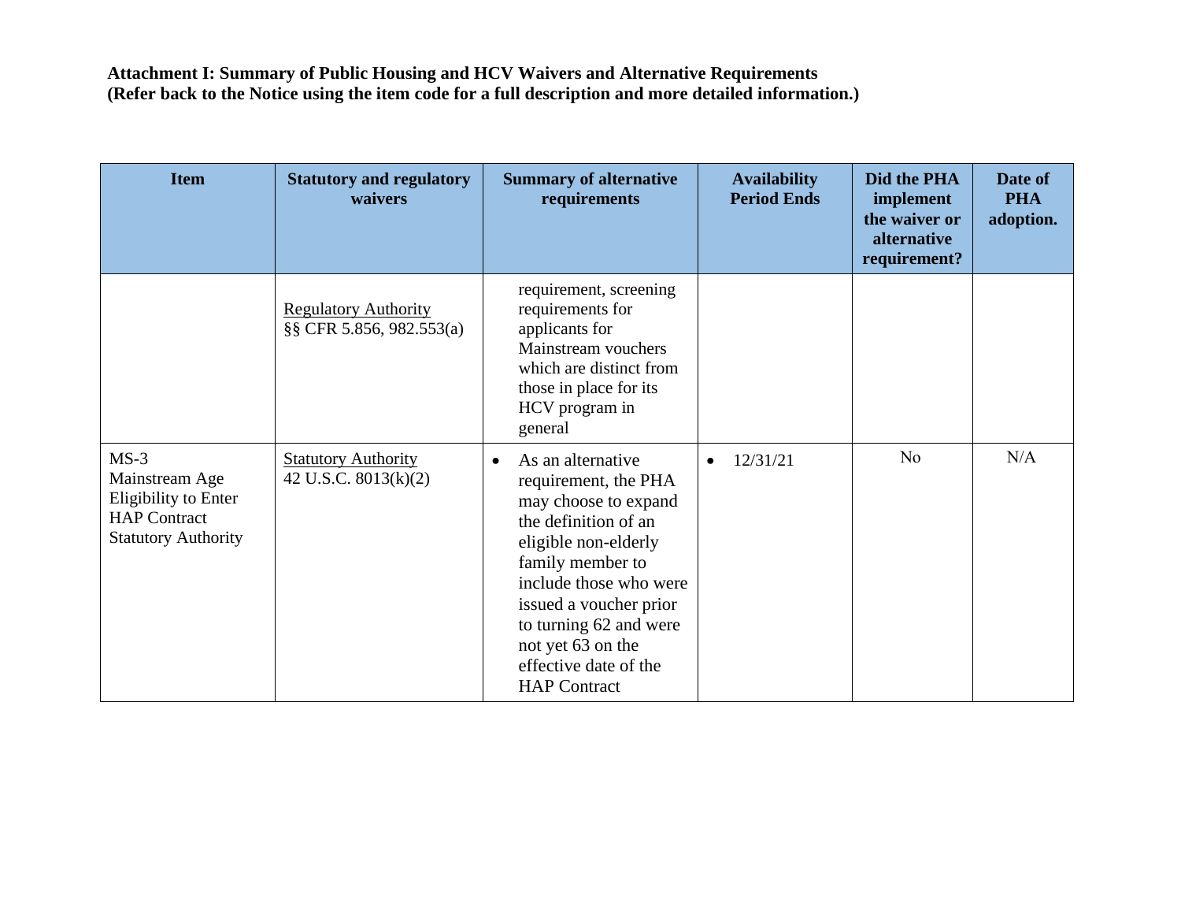**Attachment I: Summary of Public Housing and HCV Waivers and Alternative Requirements (Refer back to the Notice using the item code for a full description and more detailed information.)**

| Item | Statutory and regulatory waivers | Summary of alternative requirements | Availability Period Ends | Did the PHA implement the waiver or alternative requirement? | Date of PHA adoption. |
|---|---|---|---|---|---|
| | Regulatory Authority<br>§§ CFR 5.856, 982.553(a) | requirement, screening requirements for applicants for Mainstream vouchers which are distinct from those in place for its HCV program in general | | | |
| MS-3<br>Mainstream Age Eligibility to Enter HAP Contract Statutory Authority | Statutory Authority<br>42 U.S.C. 8013(k)(2) | • As an alternative requirement, the PHA may choose to expand the definition of an eligible non-elderly family member to include those who were issued a voucher prior to turning 62 and were not yet 63 on the effective date of the HAP Contract | • 12/31/21 | No | N/A |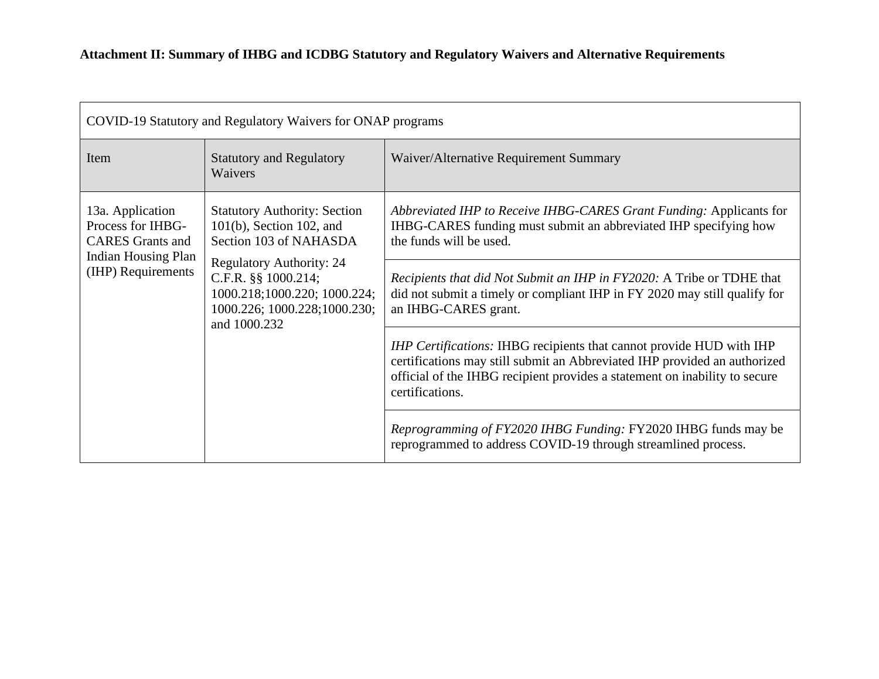**Attachment II: Summary of IHBG and ICDBG Statutory and Regulatory Waivers and Alternative Requirements**

| COVID-19 Statutory and Regulatory Waivers for ONAP programs | | |
|---|---|---|
| Item | Statutory and Regulatory Waivers | Waiver/Alternative Requirement Summary |
| 13a. Application Process for IHBG-CARES Grants and Indian Housing Plan (IHP) Requirements | Statutory Authority: Section 101(b), Section 102, and Section 103 of NAHASDA<br><br>Regulatory Authority: 24 C.F.R. §§ 1000.214; 1000.218;1000.220; 1000.224; 1000.226; 1000.228;1000.230; and 1000.232 | *Abbreviated IHP to Receive IHBG-CARES Grant Funding:* Applicants for IHBG-CARES funding must submit an abbreviated IHP specifying how the funds will be used. |
| | | *Recipients that did Not Submit an IHP in FY2020:* A Tribe or TDHE that did not submit a timely or compliant IHP in FY 2020 may still qualify for an IHBG-CARES grant. |
| | | *IHP Certifications:* IHBG recipients that cannot provide HUD with IHP certifications may still submit an Abbreviated IHP provided an authorized official of the IHBG recipient provides a statement on inability to secure certifications. |
| | | *Reprogramming of FY2020 IHBG Funding:* FY2020 IHBG funds may be reprogrammed to address COVID-19 through streamlined process. |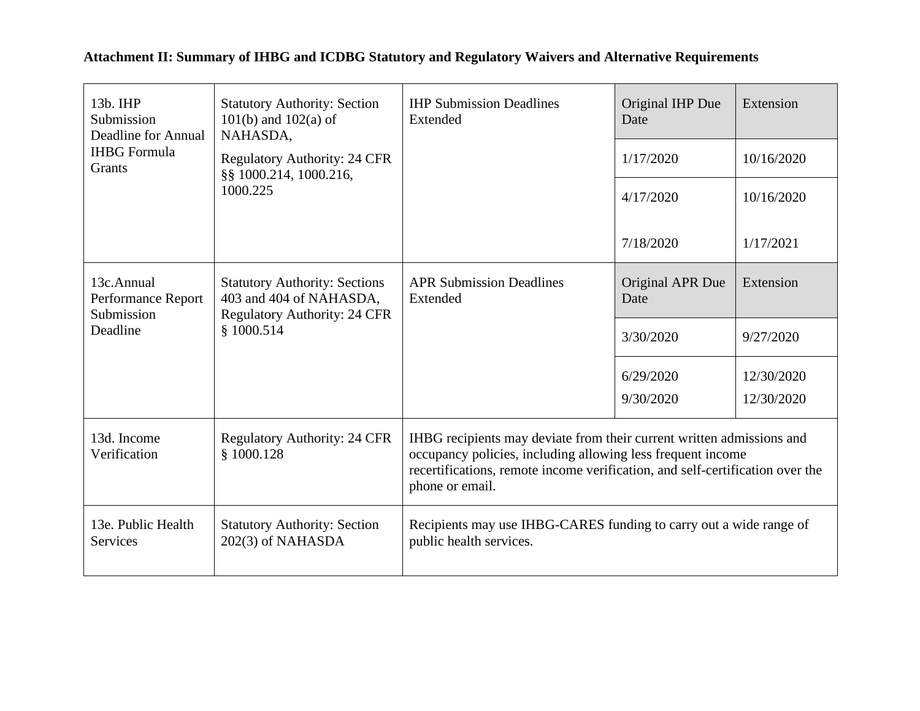**Attachment II: Summary of IHBG and ICDBG Statutory and Regulatory Waivers and Alternative Requirements**

| | | | | |
|---|---|---|---|---|
| 13b. IHP Submission Deadline for Annual IHBG Formula Grants | Statutory Authority: Section 101(b) and 102(a) of NAHASDA, Regulatory Authority: 24 CFR §§ 1000.214, 1000.216, 1000.225 | IHP Submission Deadlines Extended | Original IHP Due Date | Extension |
| | | | 1/17/2020 | 10/16/2020 |
| | | | 4/17/2020 | 10/16/2020 |
| | | | 7/18/2020 | 1/17/2021 |
| 13c.Annual Performance Report Submission Deadline | Statutory Authority: Sections 403 and 404 of NAHASDA, Regulatory Authority: 24 CFR § 1000.514 | APR Submission Deadlines Extended | Original APR Due Date | Extension |
| | | | 3/30/2020 | 9/27/2020 |
| | | | 6/29/2020 | 12/30/2020 |
| | | | 9/30/2020 | 12/30/2020 |
| 13d. Income Verification | Regulatory Authority: 24 CFR § 1000.128 | IHBG recipients may deviate from their current written admissions and occupancy policies, including allowing less frequent income recertifications, remote income verification, and self-certification over the phone or email. | | |
| 13e. Public Health Services | Statutory Authority: Section 202(3) of NAHASDA | Recipients may use IHBG-CARES funding to carry out a wide range of public health services. | | |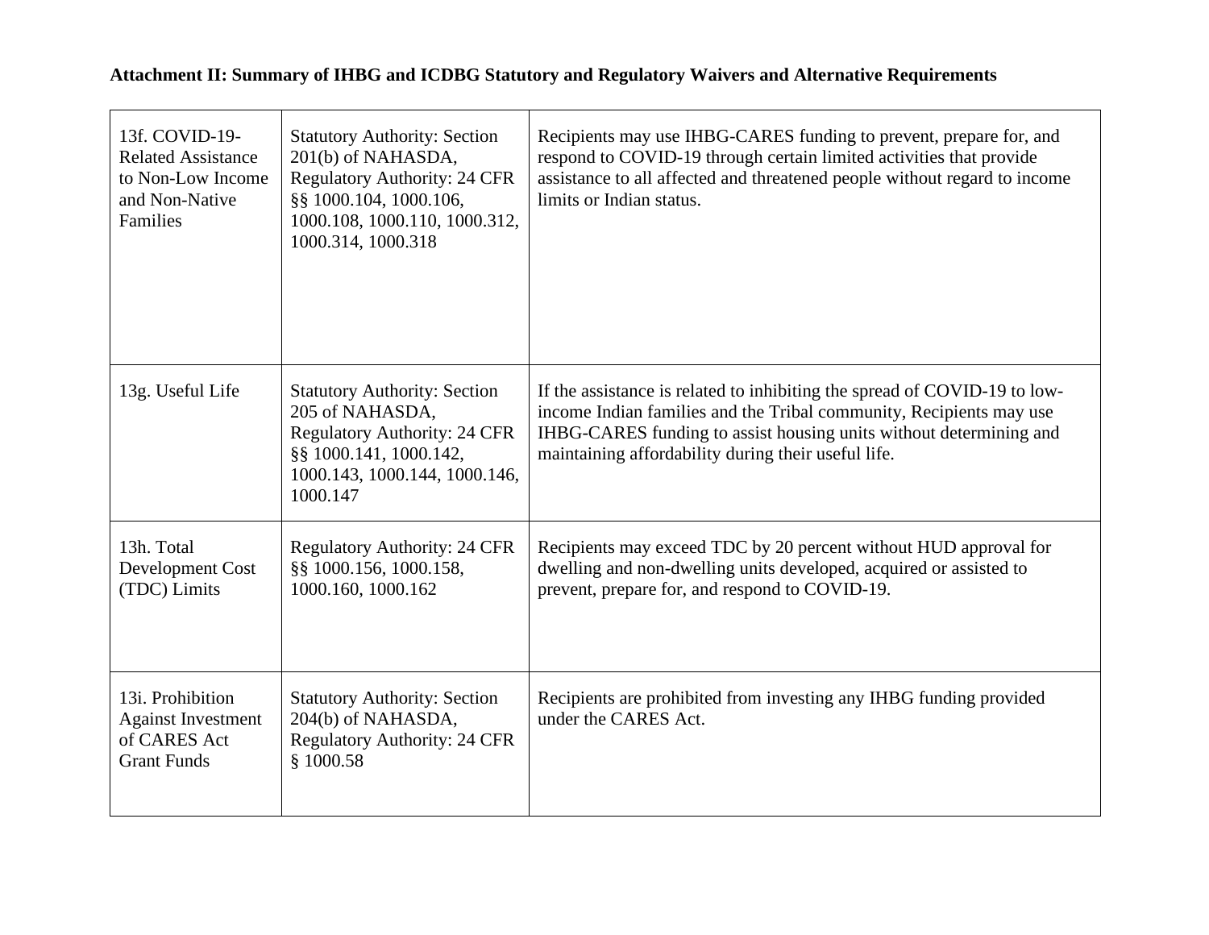**Attachment II: Summary of IHBG and ICDBG Statutory and Regulatory Waivers and Alternative Requirements**

| | | |
|---|---|---|
| 13f. COVID-19-Related Assistance to Non-Low Income and Non-Native Families | Statutory Authority: Section 201(b) of NAHASDA, Regulatory Authority: 24 CFR §§ 1000.104, 1000.106, 1000.108, 1000.110, 1000.312, 1000.314, 1000.318 | Recipients may use IHBG-CARES funding to prevent, prepare for, and respond to COVID-19 through certain limited activities that provide assistance to all affected and threatened people without regard to income limits or Indian status. |
| 13g. Useful Life | Statutory Authority: Section 205 of NAHASDA, Regulatory Authority: 24 CFR §§ 1000.141, 1000.142, 1000.143, 1000.144, 1000.146, 1000.147 | If the assistance is related to inhibiting the spread of COVID-19 to low-income Indian families and the Tribal community, Recipients may use IHBG-CARES funding to assist housing units without determining and maintaining affordability during their useful life. |
| 13h. Total Development Cost (TDC) Limits | Regulatory Authority: 24 CFR §§ 1000.156, 1000.158, 1000.160, 1000.162 | Recipients may exceed TDC by 20 percent without HUD approval for dwelling and non-dwelling units developed, acquired or assisted to prevent, prepare for, and respond to COVID-19. |
| 13i. Prohibition Against Investment of CARES Act Grant Funds | Statutory Authority: Section 204(b) of NAHASDA, Regulatory Authority: 24 CFR § 1000.58 | Recipients are prohibited from investing any IHBG funding provided under the CARES Act. |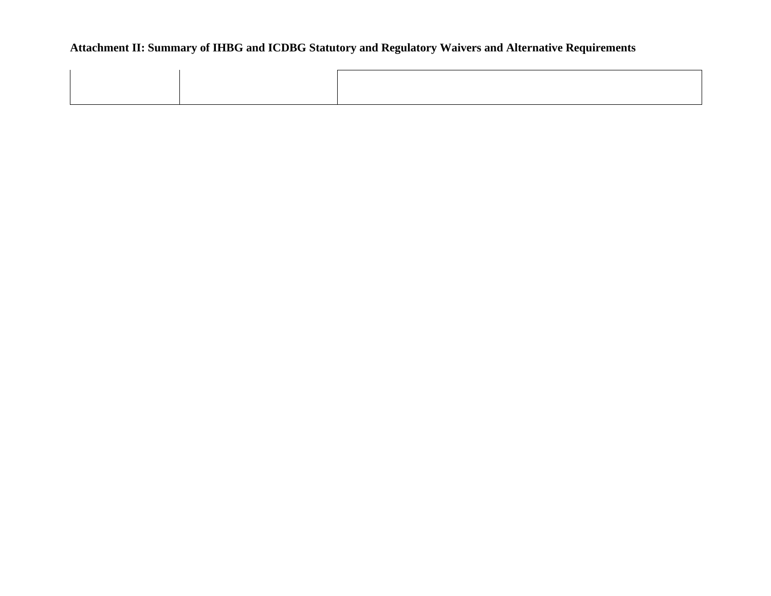**Attachment II: Summary of IHBG and ICDBG Statutory and Regulatory Waivers and Alternative Requirements**

| | | |
|---|---|---|
| | | |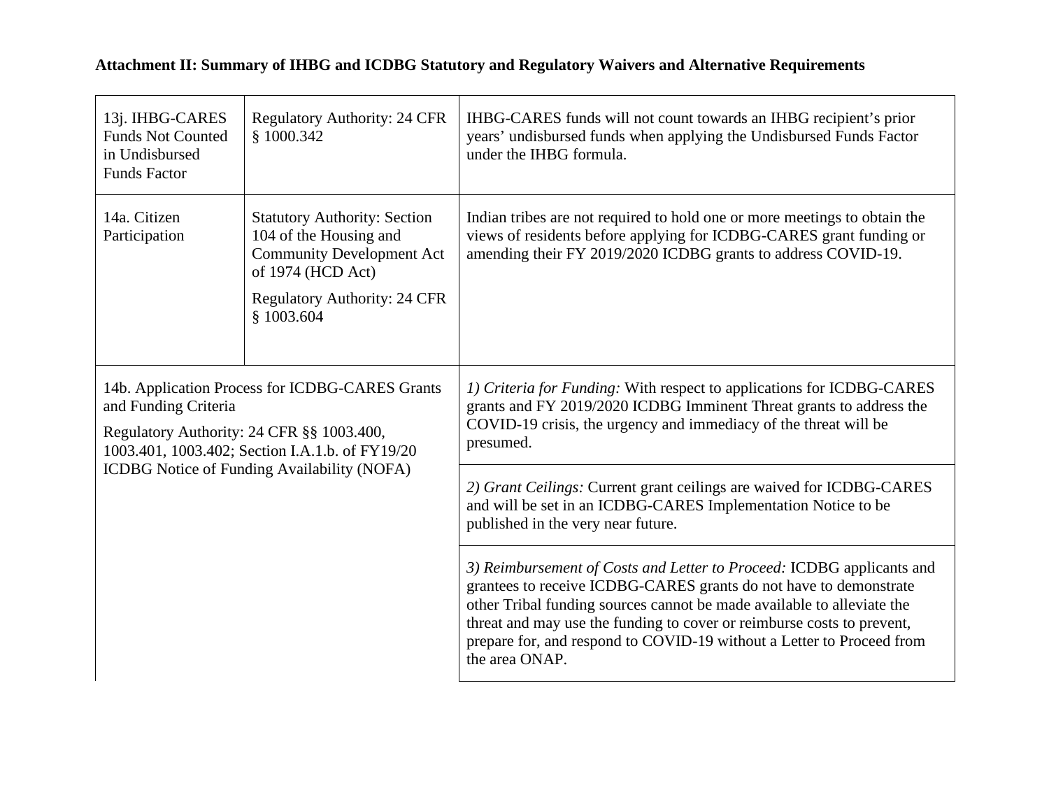**Attachment II: Summary of IHBG and ICDBG Statutory and Regulatory Waivers and Alternative Requirements**

| | | |
|---|---|---|
| 13j. IHBG-CARES Funds Not Counted in Undisbursed Funds Factor | Regulatory Authority: 24 CFR § 1000.342 | IHBG-CARES funds will not count towards an IHBG recipient's prior years' undisbursed funds when applying the Undisbursed Funds Factor under the IHBG formula. |
| 14a. Citizen Participation | Statutory Authority: Section 104 of the Housing and Community Development Act of 1974 (HCD Act)<br><br>Regulatory Authority: 24 CFR § 1003.604 | Indian tribes are not required to hold one or more meetings to obtain the views of residents before applying for ICDBG-CARES grant funding or amending their FY 2019/2020 ICDBG grants to address COVID-19. |
| 14b. Application Process for ICDBG-CARES Grants and Funding Criteria<br><br>Regulatory Authority: 24 CFR §§ 1003.400, 1003.401, 1003.402; Section I.A.1.b. of FY19/20 ICDBG Notice of Funding Availability (NOFA) | | *1) Criteria for Funding:* With respect to applications for ICDBG-CARES grants and FY 2019/2020 ICDBG Imminent Threat grants to address the COVID-19 crisis, the urgency and immediacy of the threat will be presumed. |
| | | *2) Grant Ceilings:* Current grant ceilings are waived for ICDBG-CARES and will be set in an ICDBG-CARES Implementation Notice to be published in the very near future. |
| | | *3) Reimbursement of Costs and Letter to Proceed:* ICDBG applicants and grantees to receive ICDBG-CARES grants do not have to demonstrate other Tribal funding sources cannot be made available to alleviate the threat and may use the funding to cover or reimburse costs to prevent, prepare for, and respond to COVID-19 without a Letter to Proceed from the area ONAP. |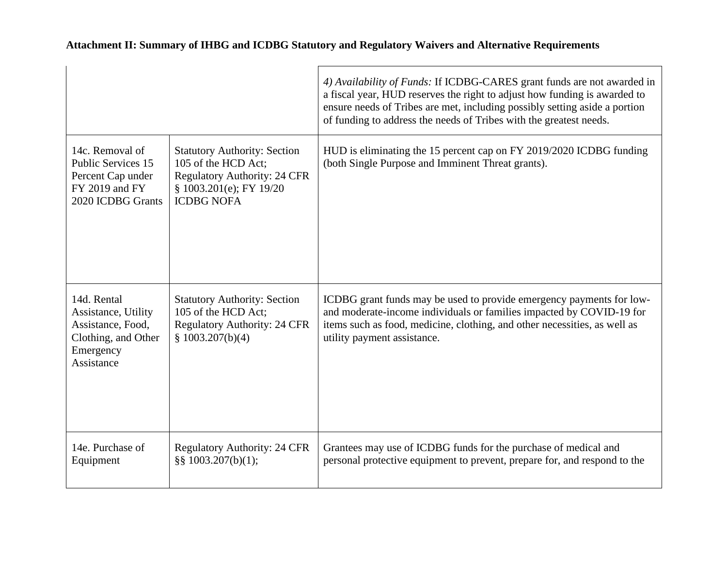**Attachment II: Summary of IHBG and ICDBG Statutory and Regulatory Waivers and Alternative Requirements**

| | | |
|---|---|---|
| | | *4) Availability of Funds:* If ICDBG-CARES grant funds are not awarded in a fiscal year, HUD reserves the right to adjust how funding is awarded to ensure needs of Tribes are met, including possibly setting aside a portion of funding to address the needs of Tribes with the greatest needs. |
| 14c. Removal of Public Services 15 Percent Cap under FY 2019 and FY 2020 ICDBG Grants | Statutory Authority: Section 105 of the HCD Act; Regulatory Authority: 24 CFR § 1003.201(e); FY 19/20 ICDBG NOFA | HUD is eliminating the 15 percent cap on FY 2019/2020 ICDBG funding (both Single Purpose and Imminent Threat grants). |
| 14d. Rental Assistance, Utility Assistance, Food, Clothing, and Other Emergency Assistance | Statutory Authority: Section 105 of the HCD Act; Regulatory Authority: 24 CFR § 1003.207(b)(4) | ICDBG grant funds may be used to provide emergency payments for low- and moderate-income individuals or families impacted by COVID-19 for items such as food, medicine, clothing, and other necessities, as well as utility payment assistance. |
| 14e. Purchase of Equipment | Regulatory Authority: 24 CFR §§ 1003.207(b)(1); | Grantees may use of ICDBG funds for the purchase of medical and personal protective equipment to prevent, prepare for, and respond to the |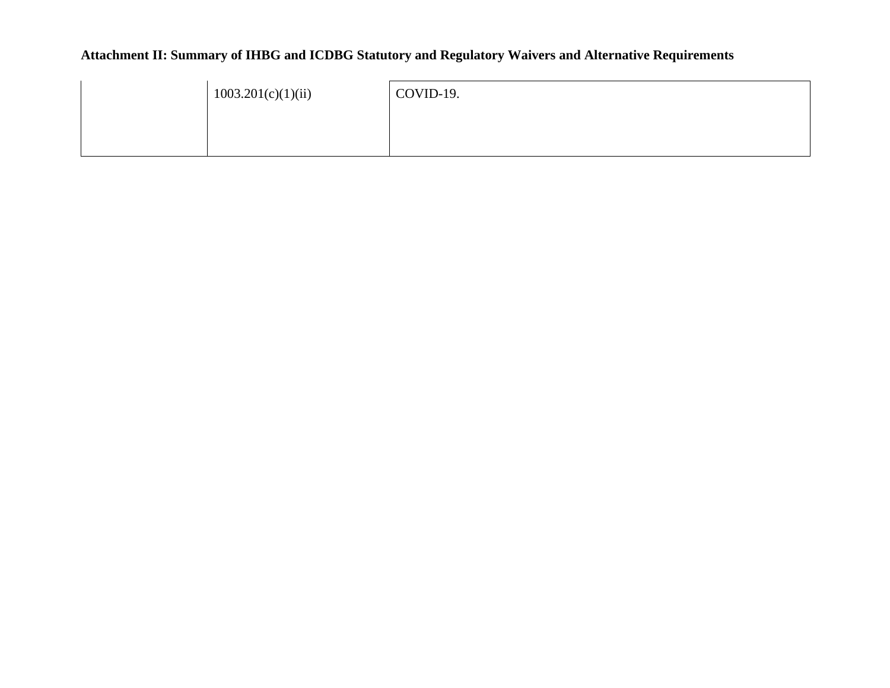**Attachment II: Summary of IHBG and ICDBG Statutory and Regulatory Waivers and Alternative Requirements**

| | | |
|---|---|---|
| | 1003.201(c)(1)(ii) | COVID-19. |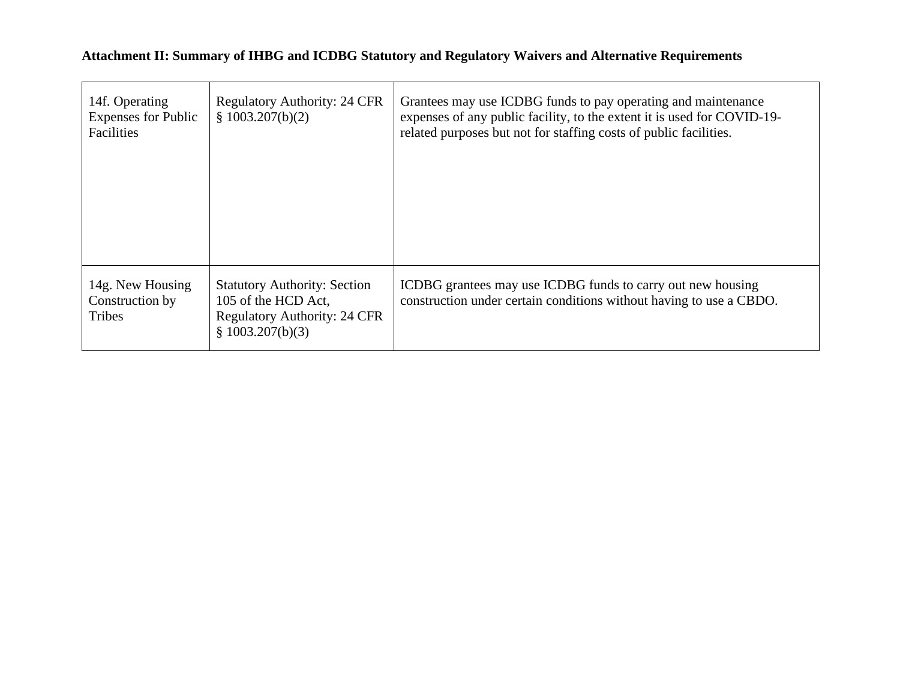**Attachment II: Summary of IHBG and ICDBG Statutory and Regulatory Waivers and Alternative Requirements**

| | | |
|---|---|---|
| 14f. Operating Expenses for Public Facilities | Regulatory Authority: 24 CFR § 1003.207(b)(2) | Grantees may use ICDBG funds to pay operating and maintenance expenses of any public facility, to the extent it is used for COVID-19-related purposes but not for staffing costs of public facilities. |
| 14g. New Housing Construction by Tribes | Statutory Authority: Section 105 of the HCD Act, Regulatory Authority: 24 CFR § 1003.207(b)(3) | ICDBG grantees may use ICDBG funds to carry out new housing construction under certain conditions without having to use a CBDO. |